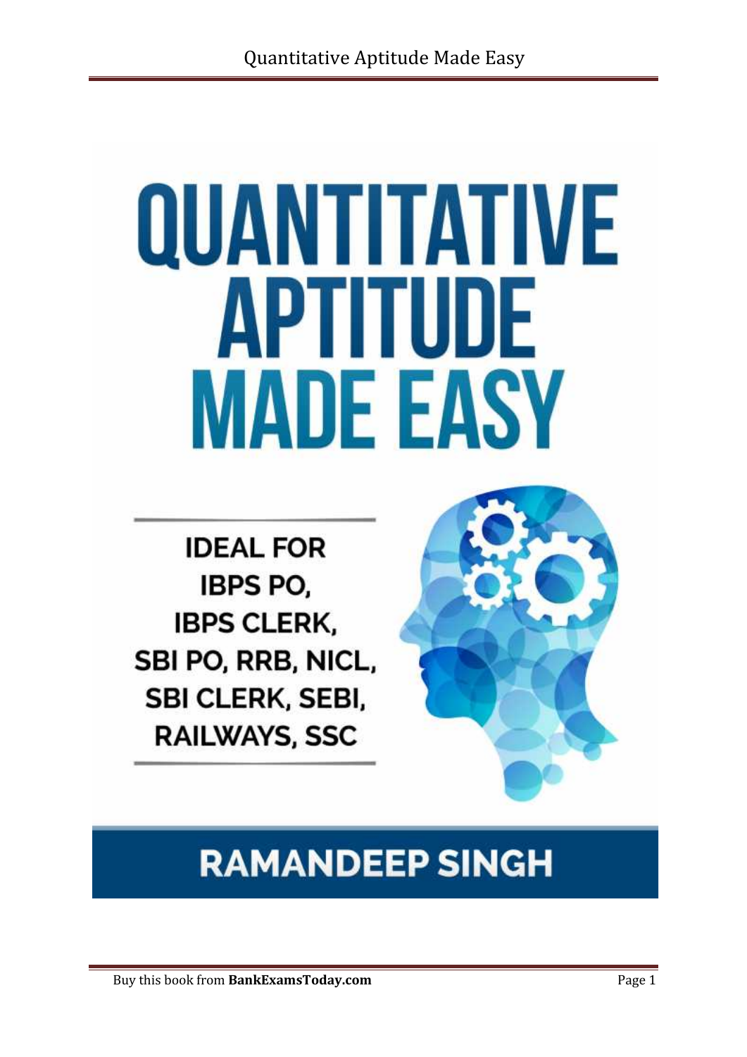# QUANTITATIVE APTITUDE MADE EASY

IDEAL FOR
IBPS PO,
IBPS CLERK,
SBI PO, RRB, NICL,
SBI CLERK, SEBI,
RAILWAYS, SSC

**RAMANDEEP SINGH**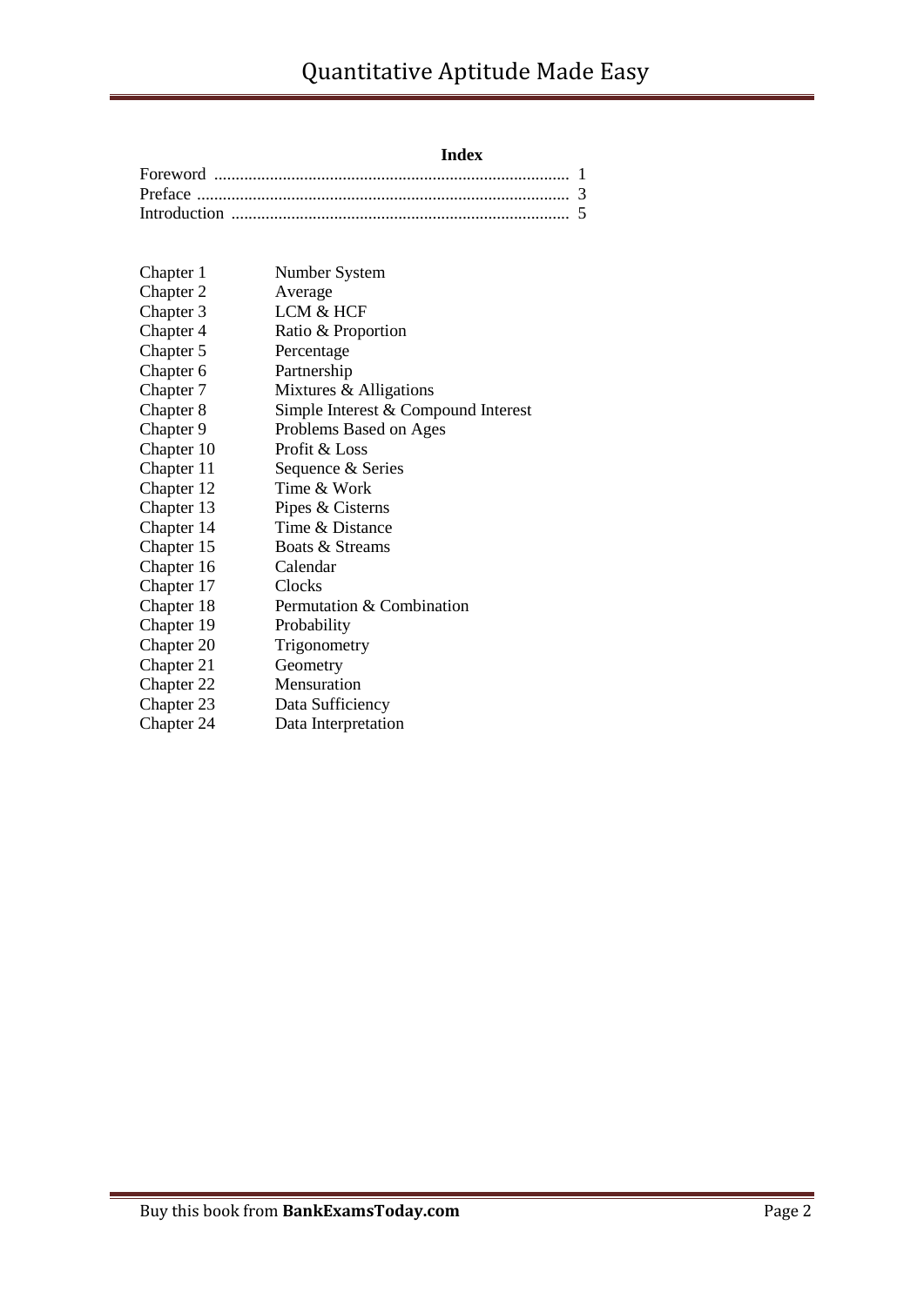## Index

Foreword ........................................................................................ 1
Preface ........................................................................................... 3
Introduction ................................................................................... 5

| | |
|---|---|
| Chapter 1 | Number System |
| Chapter 2 | Average |
| Chapter 3 | LCM & HCF |
| Chapter 4 | Ratio & Proportion |
| Chapter 5 | Percentage |
| Chapter 6 | Partnership |
| Chapter 7 | Mixtures & Alligations |
| Chapter 8 | Simple Interest & Compound Interest |
| Chapter 9 | Problems Based on Ages |
| Chapter 10 | Profit & Loss |
| Chapter 11 | Sequence & Series |
| Chapter 12 | Time & Work |
| Chapter 13 | Pipes & Cisterns |
| Chapter 14 | Time & Distance |
| Chapter 15 | Boats & Streams |
| Chapter 16 | Calendar |
| Chapter 17 | Clocks |
| Chapter 18 | Permutation & Combination |
| Chapter 19 | Probability |
| Chapter 20 | Trigonometry |
| Chapter 21 | Geometry |
| Chapter 22 | Mensuration |
| Chapter 23 | Data Sufficiency |
| Chapter 24 | Data Interpretation |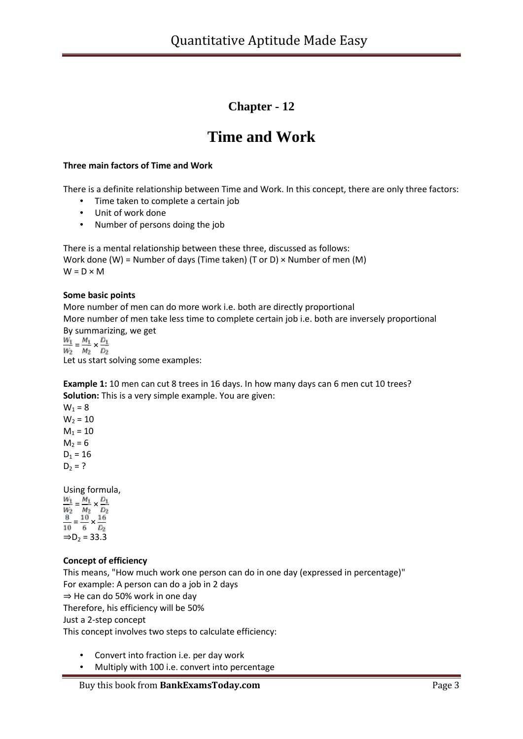## Chapter - 12

# Time and Work

**Three main factors of Time and Work**

There is a definite relationship between Time and Work. In this concept, there are only three factors:

- Time taken to complete a certain job
- Unit of work done
- Number of persons doing the job

There is a mental relationship between these three, discussed as follows:
Work done (W) = Number of days (Time taken) (T or D) × Number of men (M)
W = D × M

**Some basic points**

More number of men can do more work i.e. both are directly proportional
More number of men take less time to complete certain job i.e. both are inversely proportional
By summarizing, we get

$$\frac{W_1}{W_2} = \frac{M_1}{M_2} \times \frac{D_1}{D_2}$$

Let us start solving some examples:

**Example 1:** 10 men can cut 8 trees in 16 days. In how many days can 6 men cut 10 trees?
**Solution:** This is a very simple example. You are given:

$W_1 = 8$
$W_2 = 10$
$M_1 = 10$
$M_2 = 6$
$D_1 = 16$
$D_2 = ?$

Using formula,

$$\frac{W_1}{W_2} = \frac{M_1}{M_2} \times \frac{D_1}{D_2}$$

$$\frac{8}{10} = \frac{10}{6} \times \frac{16}{D_2}$$

$\Rightarrow D_2 = 33.3$

**Concept of efficiency**

This means, "How much work one person can do in one day (expressed in percentage)"
For example: A person can do a job in 2 days
⇒ He can do 50% work in one day
Therefore, his efficiency will be 50%
Just a 2-step concept
This concept involves two steps to calculate efficiency:

- Convert into fraction i.e. per day work
- Multiply with 100 i.e. convert into percentage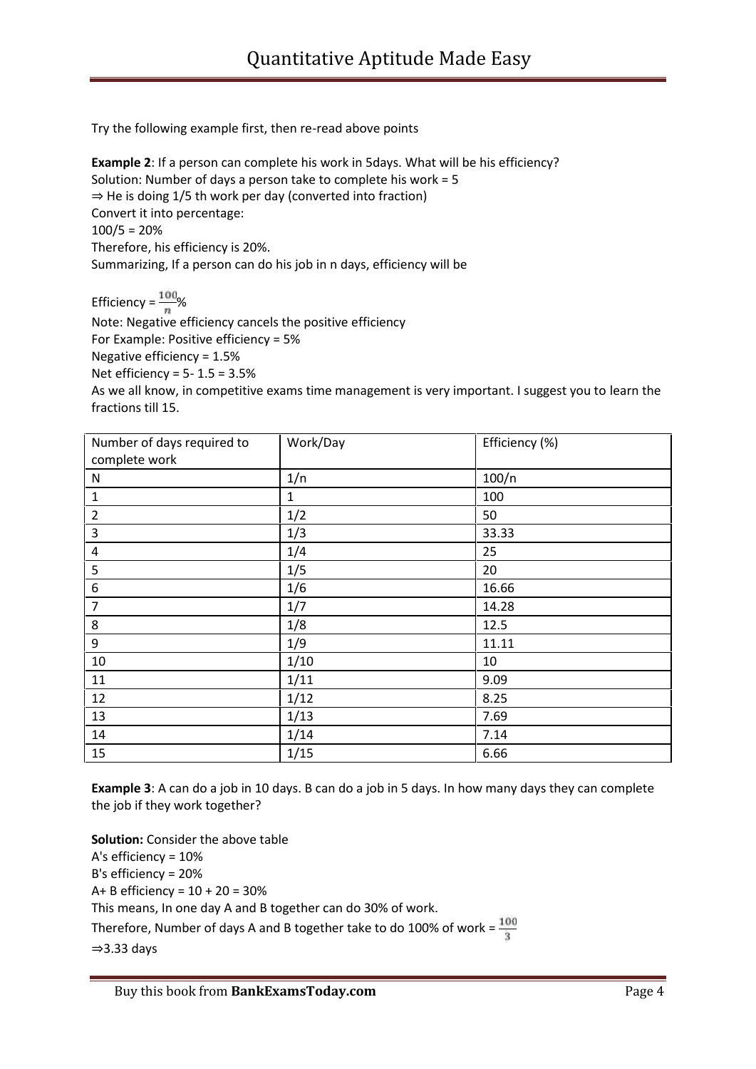Try the following example first, then re-read above points

**Example 2**: If a person can complete his work in 5days. What will be his efficiency?
Solution: Number of days a person take to complete his work = 5
⇒ He is doing 1/5 th work per day (converted into fraction)
Convert it into percentage:
100/5 = 20%
Therefore, his efficiency is 20%.
Summarizing, If a person can do his job in n days, efficiency will be

Efficiency = $\frac{100}{n}$%
Note: Negative efficiency cancels the positive efficiency
For Example: Positive efficiency = 5%
Negative efficiency = 1.5%
Net efficiency = 5- 1.5 = 3.5%
As we all know, in competitive exams time management is very important. I suggest you to learn the fractions till 15.

| Number of days required to complete work | Work/Day | Efficiency (%) |
|---|---|---|
| N | 1/n | 100/n |
| 1 | 1 | 100 |
| 2 | 1/2 | 50 |
| 3 | 1/3 | 33.33 |
| 4 | 1/4 | 25 |
| 5 | 1/5 | 20 |
| 6 | 1/6 | 16.66 |
| 7 | 1/7 | 14.28 |
| 8 | 1/8 | 12.5 |
| 9 | 1/9 | 11.11 |
| 10 | 1/10 | 10 |
| 11 | 1/11 | 9.09 |
| 12 | 1/12 | 8.25 |
| 13 | 1/13 | 7.69 |
| 14 | 1/14 | 7.14 |
| 15 | 1/15 | 6.66 |

**Example 3**: A can do a job in 10 days. B can do a job in 5 days. In how many days they can complete the job if they work together?

**Solution:** Consider the above table
A's efficiency = 10%
B's efficiency = 20%
A+ B efficiency = 10 + 20 = 30%
This means, In one day A and B together can do 30% of work.
Therefore, Number of days A and B together take to do 100% of work = $\frac{100}{3}$
⇒3.33 days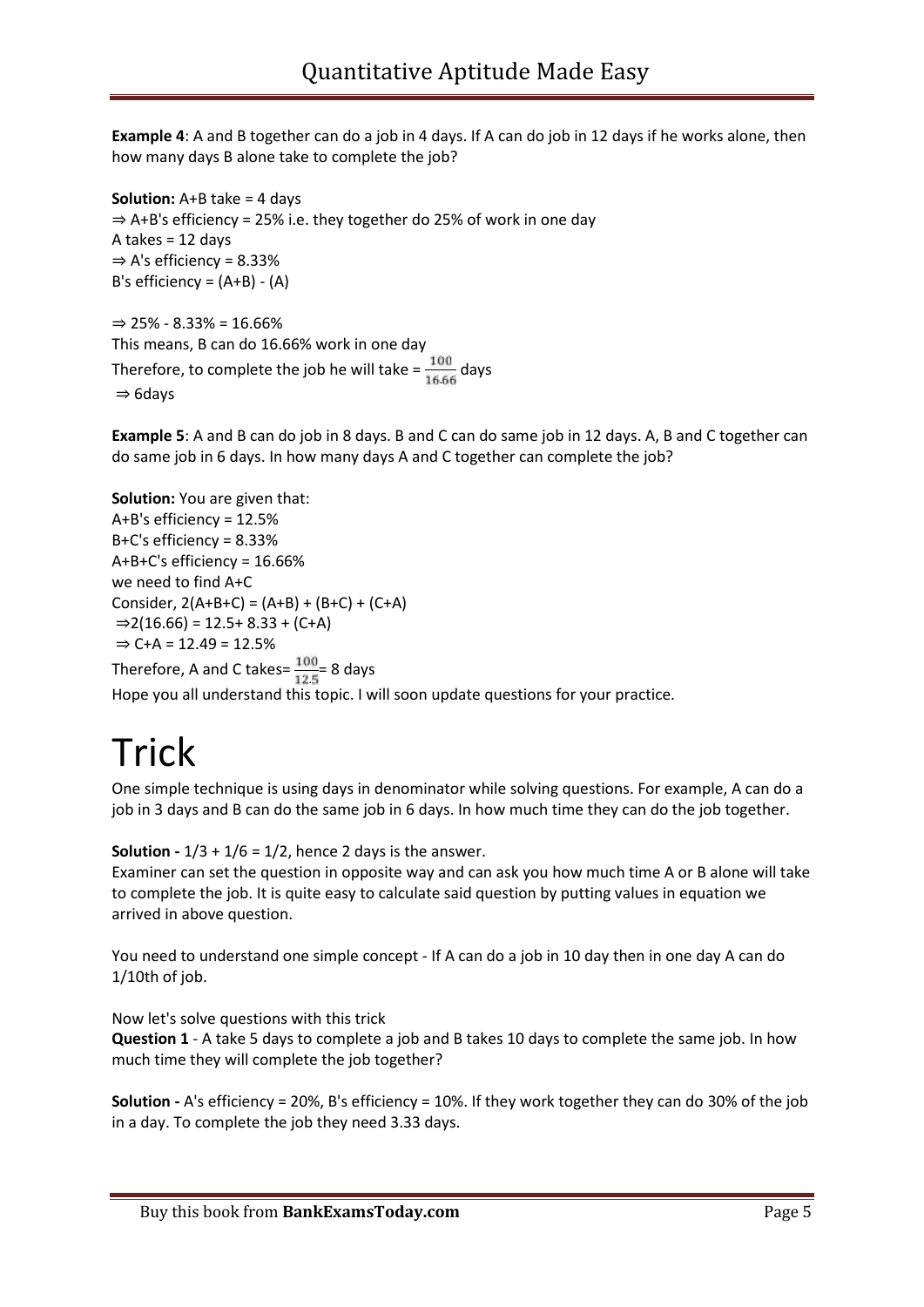**Example 4**: A and B together can do a job in 4 days. If A can do job in 12 days if he works alone, then how many days B alone take to complete the job?

**Solution:** A+B take = 4 days
⇒ A+B's efficiency = 25% i.e. they together do 25% of work in one day
A takes = 12 days
⇒ A's efficiency = 8.33%
B's efficiency = (A+B) - (A)

⇒ 25% - 8.33% = 16.66%
This means, B can do 16.66% work in one day
Therefore, to complete the job he will take = $\frac{100}{16.66}$ days
⇒ 6days

**Example 5**: A and B can do job in 8 days. B and C can do same job in 12 days. A, B and C together can do same job in 6 days. In how many days A and C together can complete the job?

**Solution:** You are given that:
A+B's efficiency = 12.5%
B+C's efficiency = 8.33%
A+B+C's efficiency = 16.66%
we need to find A+C
Consider, 2(A+B+C) = (A+B) + (B+C) + (C+A)
⇒2(16.66) = 12.5+ 8.33 + (C+A)
⇒ C+A = 12.49 = 12.5%
Therefore, A and C takes= $\frac{100}{12.5}$= 8 days
Hope you all understand this topic. I will soon update questions for your practice.

# Trick

One simple technique is using days in denominator while solving questions. For example, A can do a job in 3 days and B can do the same job in 6 days. In how much time they can do the job together.

**Solution -** $1/3 + 1/6 = 1/2$, hence 2 days is the answer.
Examiner can set the question in opposite way and can ask you how much time A or B alone will take to complete the job. It is quite easy to calculate said question by putting values in equation we arrived in above question.

You need to understand one simple concept - If A can do a job in 10 day then in one day A can do 1/10th of job.

Now let's solve questions with this trick
**Question 1** - A take 5 days to complete a job and B takes 10 days to complete the same job. In how much time they will complete the job together?

**Solution -** A's efficiency = 20%, B's efficiency = 10%. If they work together they can do 30% of the job in a day. To complete the job they need 3.33 days.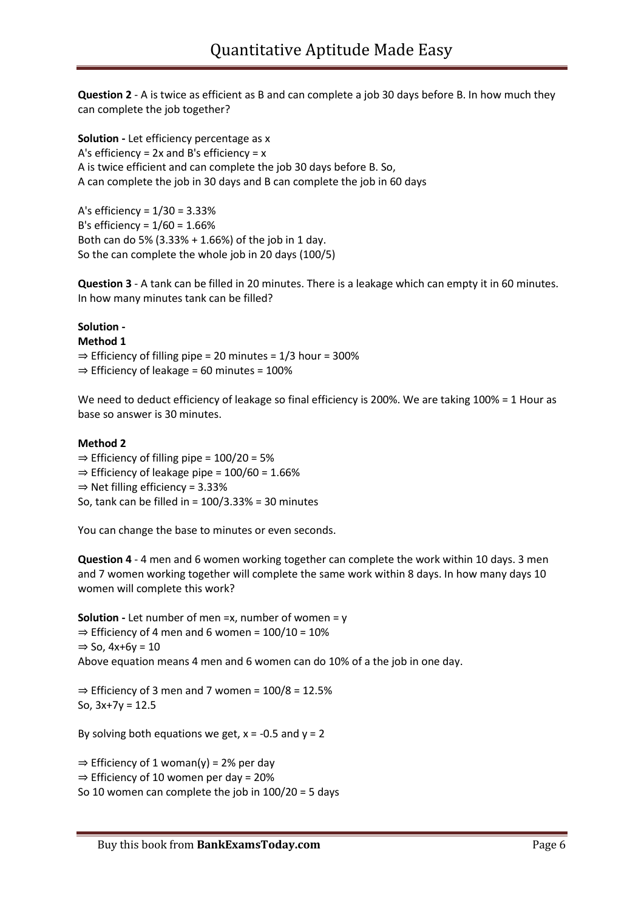**Question 2** - A is twice as efficient as B and can complete a job 30 days before B. In how much they can complete the job together?

**Solution -** Let efficiency percentage as x
A's efficiency = 2x and B's efficiency = x
A is twice efficient and can complete the job 30 days before B. So,
A can complete the job in 30 days and B can complete the job in 60 days

A's efficiency = 1/30 = 3.33%
B's efficiency = 1/60 = 1.66%
Both can do 5% (3.33% + 1.66%) of the job in 1 day.
So the can complete the whole job in 20 days (100/5)

**Question 3** - A tank can be filled in 20 minutes. There is a leakage which can empty it in 60 minutes. In how many minutes tank can be filled?

**Solution -**
**Method 1**
⇒ Efficiency of filling pipe = 20 minutes = 1/3 hour = 300%
⇒ Efficiency of leakage = 60 minutes = 100%

We need to deduct efficiency of leakage so final efficiency is 200%. We are taking 100% = 1 Hour as base so answer is 30 minutes.

**Method 2**
⇒ Efficiency of filling pipe = 100/20 = 5%
⇒ Efficiency of leakage pipe = 100/60 = 1.66%
⇒ Net filling efficiency = 3.33%
So, tank can be filled in = 100/3.33% = 30 minutes

You can change the base to minutes or even seconds.

**Question 4** - 4 men and 6 women working together can complete the work within 10 days. 3 men and 7 women working together will complete the same work within 8 days. In how many days 10 women will complete this work?

**Solution -** Let number of men =x, number of women = y
⇒ Efficiency of 4 men and 6 women = 100/10 = 10%
⇒ So, $4x+6y = 10$
Above equation means 4 men and 6 women can do 10% of a the job in one day.

⇒ Efficiency of 3 men and 7 women = 100/8 = 12.5%
So, $3x+7y = 12.5$

By solving both equations we get, $x = -0.5$ and $y = 2$

⇒ Efficiency of 1 woman(y) = 2% per day
⇒ Efficiency of 10 women per day = 20%
So 10 women can complete the job in 100/20 = 5 days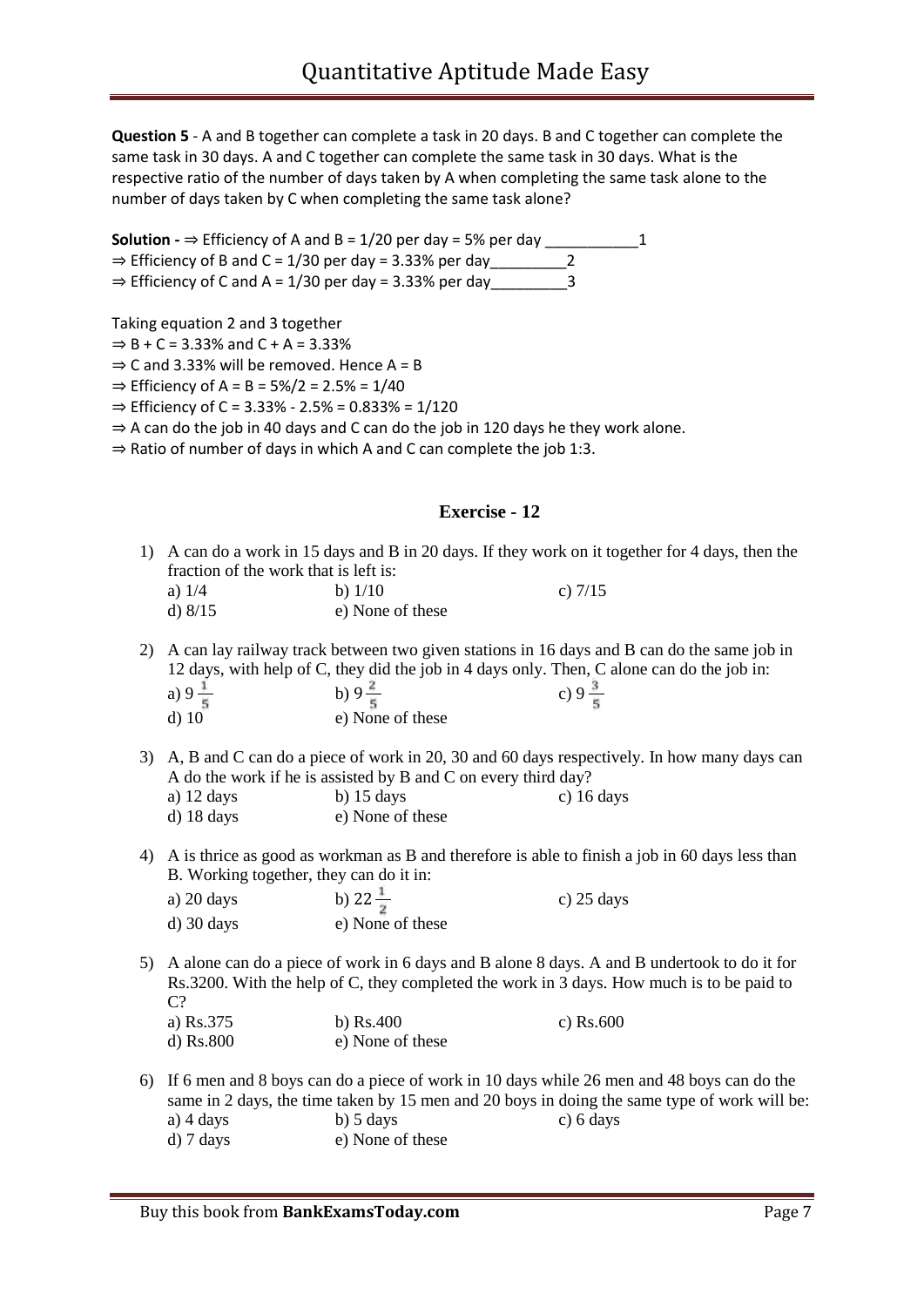**Question 5** - A and B together can complete a task in 20 days. B and C together can complete the same task in 30 days. A and C together can complete the same task in 30 days. What is the respective ratio of the number of days taken by A when completing the same task alone to the number of days taken by C when completing the same task alone?

**Solution -** ⇒ Efficiency of A and B = 1/20 per day = 5% per day ___________1
⇒ Efficiency of B and C = 1/30 per day = 3.33% per day_________2
⇒ Efficiency of C and A = 1/30 per day = 3.33% per day_________3

Taking equation 2 and 3 together
⇒ B + C = 3.33% and C + A = 3.33%
⇒ C and 3.33% will be removed. Hence A = B
⇒ Efficiency of A = B = 5%/2 = 2.5% = 1/40
⇒ Efficiency of C = 3.33% - 2.5% = 0.833% = 1/120
⇒ A can do the job in 40 days and C can do the job in 120 days he they work alone.
⇒ Ratio of number of days in which A and C can complete the job 1:3.

## Exercise - 12

1) A can do a work in 15 days and B in 20 days. If they work on it together for 4 days, then the fraction of the work that is left is:
   a) 1/4 b) 1/10 c) 7/15
   d) 8/15 e) None of these

2) A can lay railway track between two given stations in 16 days and B can do the same job in 12 days, with help of C, they did the job in 4 days only. Then, C alone can do the job in:
   a) $9\frac{1}{5}$ b) $9\frac{2}{5}$ c) $9\frac{3}{5}$
   d) 10 e) None of these

3) A, B and C can do a piece of work in 20, 30 and 60 days respectively. In how many days can A do the work if he is assisted by B and C on every third day?
   a) 12 days b) 15 days c) 16 days
   d) 18 days e) None of these

4) A is thrice as good as workman as B and therefore is able to finish a job in 60 days less than B. Working together, they can do it in:
   a) 20 days b) $22\frac{1}{2}$ c) 25 days
   d) 30 days e) None of these

5) A alone can do a piece of work in 6 days and B alone 8 days. A and B undertook to do it for Rs.3200. With the help of C, they completed the work in 3 days. How much is to be paid to C?
   a) Rs.375 b) Rs.400 c) Rs.600
   d) Rs.800 e) None of these

6) If 6 men and 8 boys can do a piece of work in 10 days while 26 men and 48 boys can do the same in 2 days, the time taken by 15 men and 20 boys in doing the same type of work will be:
   a) 4 days b) 5 days c) 6 days
   d) 7 days e) None of these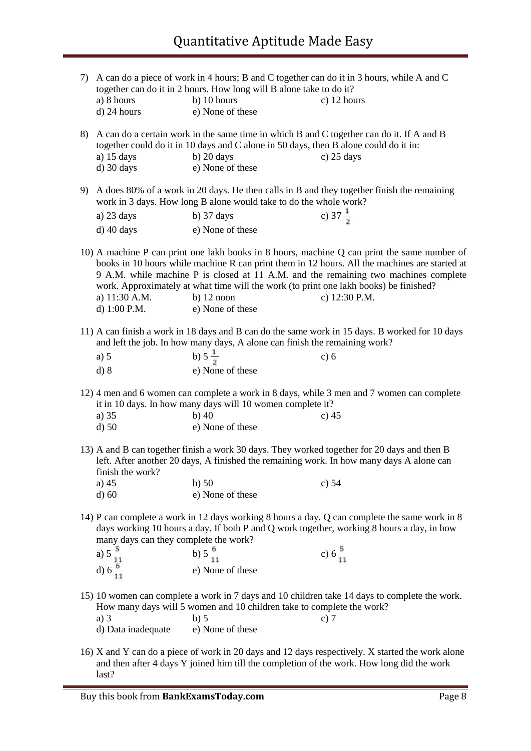7) A can do a piece of work in 4 hours; B and C together can do it in 3 hours, while A and C together can do it in 2 hours. How long will B alone take to do it?

a) 8 hours  b) 10 hours  c) 12 hours
d) 24 hours  e) None of these

8) A can do a certain work in the same time in which B and C together can do it. If A and B together could do it in 10 days and C alone in 50 days, then B alone could do it in:

a) 15 days  b) 20 days  c) 25 days
d) 30 days  e) None of these

9) A does 80% of a work in 20 days. He then calls in B and they together finish the remaining work in 3 days. How long B alone would take to do the whole work?

a) 23 days  b) 37 days  c) $37\frac{1}{2}$
d) 40 days  e) None of these

10) A machine P can print one lakh books in 8 hours, machine Q can print the same number of books in 10 hours while machine R can print them in 12 hours. All the machines are started at 9 A.M. while machine P is closed at 11 A.M. and the remaining two machines complete work. Approximately at what time will the work (to print one lakh books) be finished?

a) 11:30 A.M.  b) 12 noon  c) 12:30 P.M.
d) 1:00 P.M.  e) None of these

11) A can finish a work in 18 days and B can do the same work in 15 days. B worked for 10 days and left the job. In how many days, A alone can finish the remaining work?

a) 5  b) $5\frac{1}{2}$  c) 6
d) 8  e) None of these

12) 4 men and 6 women can complete a work in 8 days, while 3 men and 7 women can complete it in 10 days. In how many days will 10 women complete it?

a) 35  b) 40  c) 45
d) 50  e) None of these

13) A and B can together finish a work 30 days. They worked together for 20 days and then B left. After another 20 days, A finished the remaining work. In how many days A alone can finish the work?

a) 45  b) 50  c) 54
d) 60  e) None of these

14) P can complete a work in 12 days working 8 hours a day. Q can complete the same work in 8 days working 10 hours a day. If both P and Q work together, working 8 hours a day, in how many days can they complete the work?

a) $5\frac{5}{11}$  b) $5\frac{6}{11}$  c) $6\frac{5}{11}$
d) $6\frac{6}{11}$  e) None of these

15) 10 women can complete a work in 7 days and 10 children take 14 days to complete the work. How many days will 5 women and 10 children take to complete the work?

a) 3  b) 5  c) 7
d) Data inadequate  e) None of these

16) X and Y can do a piece of work in 20 days and 12 days respectively. X started the work alone and then after 4 days Y joined him till the completion of the work. How long did the work last?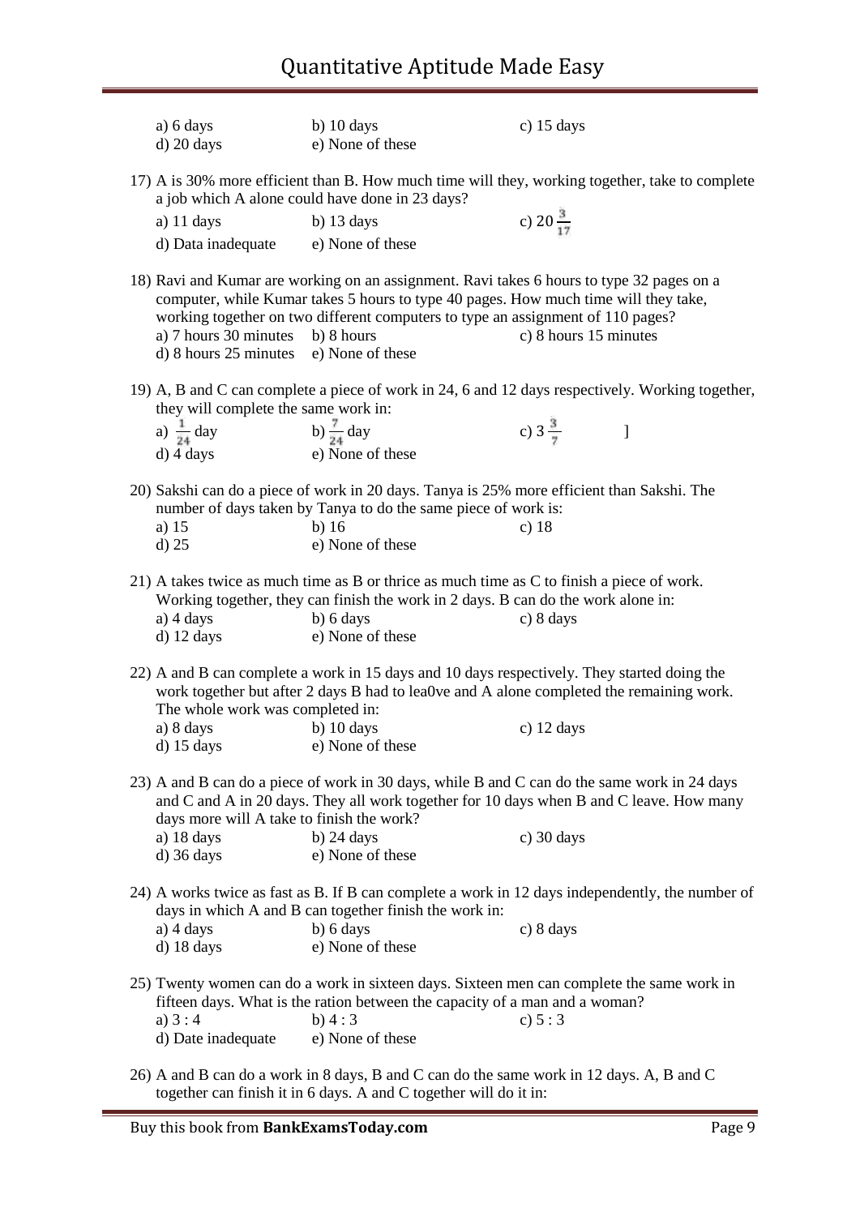a) 6 days b) 10 days c) 15 days
d) 20 days e) None of these

17) A is 30% more efficient than B. How much time will they, working together, take to complete a job which A alone could have done in 23 days?

a) 11 days b) 13 days c) $20\frac{3}{17}$
d) Data inadequate e) None of these

18) Ravi and Kumar are working on an assignment. Ravi takes 6 hours to type 32 pages on a computer, while Kumar takes 5 hours to type 40 pages. How much time will they take, working together on two different computers to type an assignment of 110 pages?

a) 7 hours 30 minutes b) 8 hours c) 8 hours 15 minutes
d) 8 hours 25 minutes e) None of these

19) A, B and C can complete a piece of work in 24, 6 and 12 days respectively. Working together, they will complete the same work in:

a) $\frac{1}{24}$ day b) $\frac{7}{24}$ day c) $3\frac{3}{7}$ ]
d) 4 days e) None of these

20) Sakshi can do a piece of work in 20 days. Tanya is 25% more efficient than Sakshi. The number of days taken by Tanya to do the same piece of work is:

a) 15 b) 16 c) 18
d) 25 e) None of these

21) A takes twice as much time as B or thrice as much time as C to finish a piece of work. Working together, they can finish the work in 2 days. B can do the work alone in:

a) 4 days b) 6 days c) 8 days
d) 12 days e) None of these

22) A and B can complete a work in 15 days and 10 days respectively. They started doing the work together but after 2 days B had to lea0ve and A alone completed the remaining work. The whole work was completed in:

a) 8 days b) 10 days c) 12 days
d) 15 days e) None of these

23) A and B can do a piece of work in 30 days, while B and C can do the same work in 24 days and C and A in 20 days. They all work together for 10 days when B and C leave. How many days more will A take to finish the work?

a) 18 days b) 24 days c) 30 days
d) 36 days e) None of these

24) A works twice as fast as B. If B can complete a work in 12 days independently, the number of days in which A and B can together finish the work in:

a) 4 days b) 6 days c) 8 days
d) 18 days e) None of these

25) Twenty women can do a work in sixteen days. Sixteen men can complete the same work in fifteen days. What is the ration between the capacity of a man and a woman?

a) 3 : 4 b) 4 : 3 c) 5 : 3
d) Date inadequate e) None of these

26) A and B can do a work in 8 days, B and C can do the same work in 12 days. A, B and C together can finish it in 6 days. A and C together will do it in: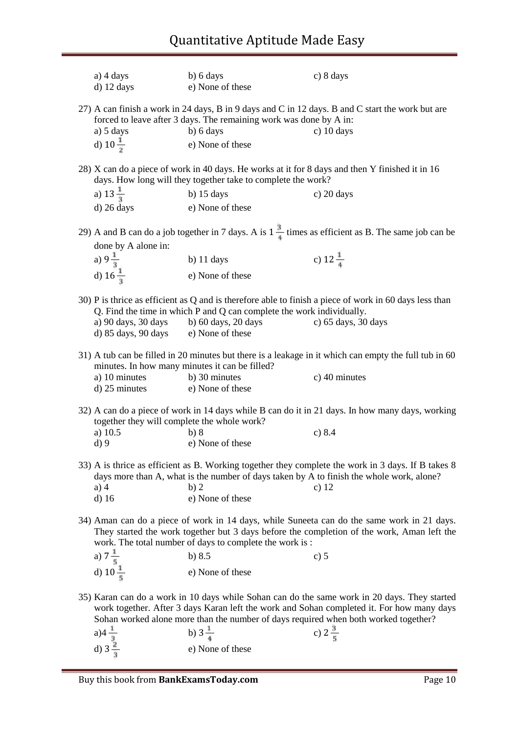a) 4 days    b) 6 days    c) 8 days
d) 12 days    e) None of these

27) A can finish a work in 24 days, B in 9 days and C in 12 days. B and C start the work but are forced to leave after 3 days. The remaining work was done by A in:

a) 5 days    b) 6 days    c) 10 days
d) $10\frac{1}{2}$    e) None of these

28) X can do a piece of work in 40 days. He works at it for 8 days and then Y finished it in 16 days. How long will they together take to complete the work?

a) $13\frac{1}{3}$    b) 15 days    c) 20 days
d) 26 days    e) None of these

29) A and B can do a job together in 7 days. A is $1\frac{3}{4}$ times as efficient as B. The same job can be done by A alone in:

a) $9\frac{1}{3}$    b) 11 days    c) $12\frac{1}{4}$
d) $16\frac{1}{3}$    e) None of these

30) P is thrice as efficient as Q and is therefore able to finish a piece of work in 60 days less than Q. Find the time in which P and Q can complete the work individually.

a) 90 days, 30 days    b) 60 days, 20 days    c) 65 days, 30 days
d) 85 days, 90 days    e) None of these

31) A tub can be filled in 20 minutes but there is a leakage in it which can empty the full tub in 60 minutes. In how many minutes it can be filled?

a) 10 minutes    b) 30 minutes    c) 40 minutes
d) 25 minutes    e) None of these

32) A can do a piece of work in 14 days while B can do it in 21 days. In how many days, working together they will complete the whole work?

a) 10.5    b) 8    c) 8.4
d) 9    e) None of these

33) A is thrice as efficient as B. Working together they complete the work in 3 days. If B takes 8 days more than A, what is the number of days taken by A to finish the whole work, alone?

a) 4    b) 2    c) 12
d) 16    e) None of these

34) Aman can do a piece of work in 14 days, while Suneeta can do the same work in 21 days. They started the work together but 3 days before the completion of the work, Aman left the work. The total number of days to complete the work is :

a) $7\frac{1}{5}$    b) 8.5    c) 5
d) $10\frac{1}{5}$    e) None of these

35) Karan can do a work in 10 days while Sohan can do the same work in 20 days. They started work together. After 3 days Karan left the work and Sohan completed it. For how many days Sohan worked alone more than the number of days required when both worked together?

a) $4\frac{1}{3}$    b) $3\frac{1}{4}$    c) $2\frac{3}{5}$
d) $3\frac{2}{3}$    e) None of these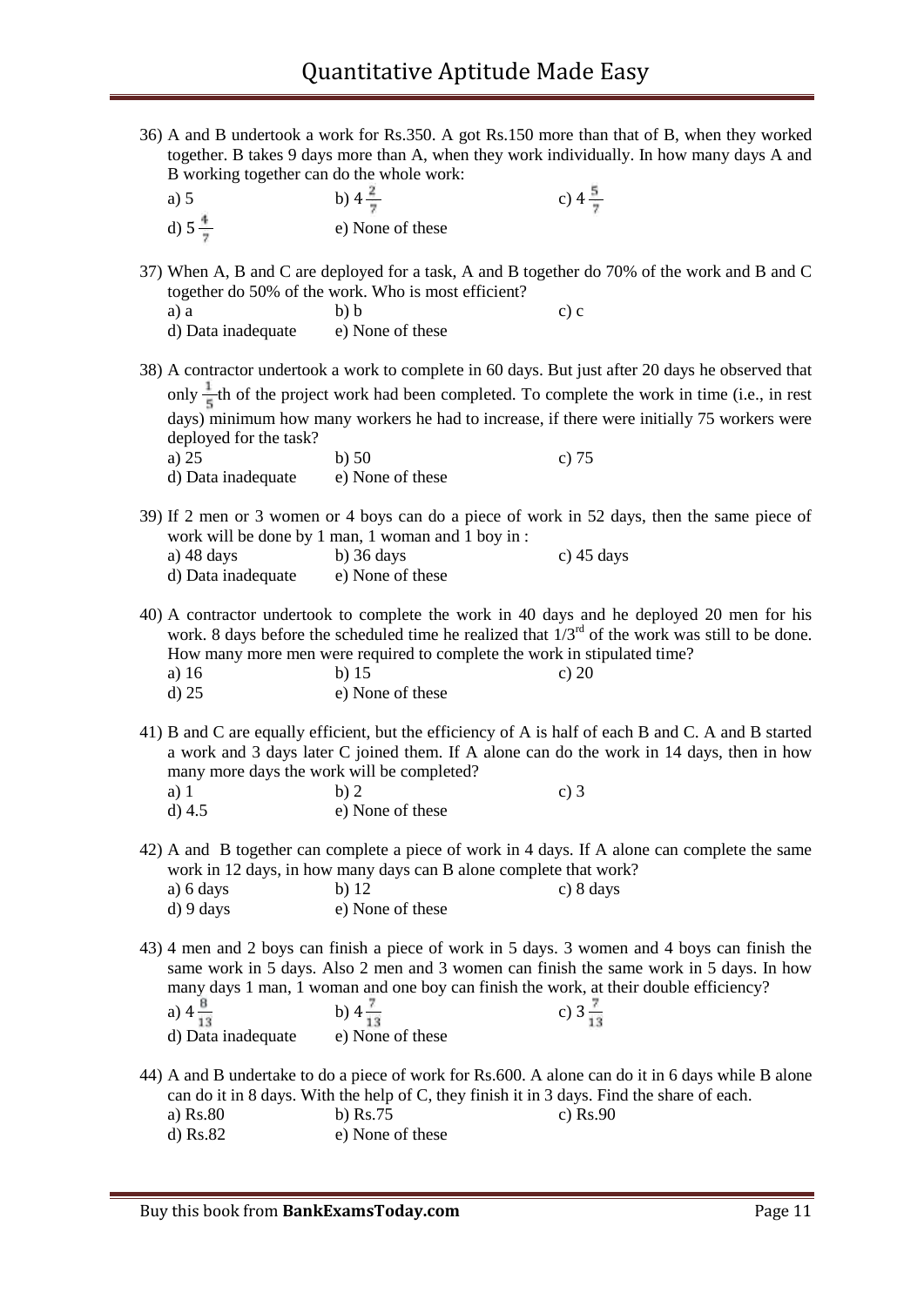36) A and B undertook a work for Rs.350. A got Rs.150 more than that of B, when they worked together. B takes 9 days more than A, when they work individually. In how many days A and B working together can do the whole work:

a) 5 b) $4\frac{2}{7}$ c) $4\frac{5}{7}$
d) $5\frac{4}{7}$ e) None of these

37) When A, B and C are deployed for a task, A and B together do 70% of the work and B and C together do 50% of the work. Who is most efficient?

a) a b) b c) c
d) Data inadequate e) None of these

38) A contractor undertook a work to complete in 60 days. But just after 20 days he observed that only $\frac{1}{5}$th of the project work had been completed. To complete the work in time (i.e., in rest days) minimum how many workers he had to increase, if there were initially 75 workers were deployed for the task?

a) 25 b) 50 c) 75
d) Data inadequate e) None of these

39) If 2 men or 3 women or 4 boys can do a piece of work in 52 days, then the same piece of work will be done by 1 man, 1 woman and 1 boy in :

a) 48 days b) 36 days c) 45 days
d) Data inadequate e) None of these

40) A contractor undertook to complete the work in 40 days and he deployed 20 men for his work. 8 days before the scheduled time he realized that $1/3^{rd}$ of the work was still to be done. How many more men were required to complete the work in stipulated time?

a) 16 b) 15 c) 20
d) 25 e) None of these

41) B and C are equally efficient, but the efficiency of A is half of each B and C. A and B started a work and 3 days later C joined them. If A alone can do the work in 14 days, then in how many more days the work will be completed?

a) 1 b) 2 c) 3
d) 4.5 e) None of these

42) A and B together can complete a piece of work in 4 days. If A alone can complete the same work in 12 days, in how many days can B alone complete that work?

a) 6 days b) 12 c) 8 days
d) 9 days e) None of these

43) 4 men and 2 boys can finish a piece of work in 5 days. 3 women and 4 boys can finish the same work in 5 days. Also 2 men and 3 women can finish the same work in 5 days. In how many days 1 man, 1 woman and one boy can finish the work, at their double efficiency?

a) $4\frac{8}{13}$ b) $4\frac{7}{13}$ c) $3\frac{7}{13}$
d) Data inadequate e) None of these

44) A and B undertake to do a piece of work for Rs.600. A alone can do it in 6 days while B alone can do it in 8 days. With the help of C, they finish it in 3 days. Find the share of each.

a) Rs.80 b) Rs.75 c) Rs.90
d) Rs.82 e) None of these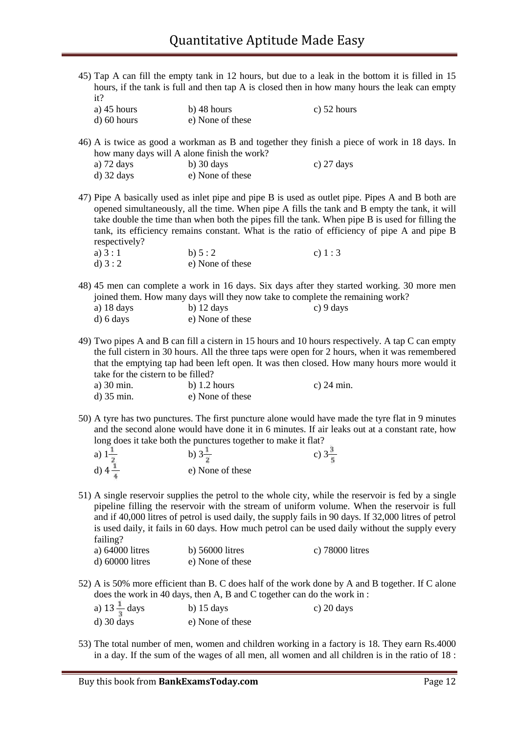45) Tap A can fill the empty tank in 12 hours, but due to a leak in the bottom it is filled in 15 hours, if the tank is full and then tap A is closed then in how many hours the leak can empty it?

a) 45 hours b) 48 hours c) 52 hours
d) 60 hours e) None of these

46) A is twice as good a workman as B and together they finish a piece of work in 18 days. In how many days will A alone finish the work?

a) 72 days b) 30 days c) 27 days
d) 32 days e) None of these

47) Pipe A basically used as inlet pipe and pipe B is used as outlet pipe. Pipes A and B both are opened simultaneously, all the time. When pipe A fills the tank and B empty the tank, it will take double the time than when both the pipes fill the tank. When pipe B is used for filling the tank, its efficiency remains constant. What is the ratio of efficiency of pipe A and pipe B respectively?

a) 3 : 1 b) 5 : 2 c) 1 : 3
d) 3 : 2 e) None of these

48) 45 men can complete a work in 16 days. Six days after they started working. 30 more men joined them. How many days will they now take to complete the remaining work?

a) 18 days b) 12 days c) 9 days
d) 6 days e) None of these

49) Two pipes A and B can fill a cistern in 15 hours and 10 hours respectively. A tap C can empty the full cistern in 30 hours. All the three taps were open for 2 hours, when it was remembered that the emptying tap had been left open. It was then closed. How many hours more would it take for the cistern to be filled?

a) 30 min. b) 1.2 hours c) 24 min.
d) 35 min. e) None of these

50) A tyre has two punctures. The first puncture alone would have made the tyre flat in 9 minutes and the second alone would have done it in 6 minutes. If air leaks out at a constant rate, how long does it take both the punctures together to make it flat?

a) $1\frac{1}{2}$ b) $3\frac{1}{2}$ c) $3\frac{3}{5}$
d) $4\frac{1}{4}$ e) None of these

51) A single reservoir supplies the petrol to the whole city, while the reservoir is fed by a single pipeline filling the reservoir with the stream of uniform volume. When the reservoir is full and if 40,000 litres of petrol is used daily, the supply fails in 90 days. If 32,000 litres of petrol is used daily, it fails in 60 days. How much petrol can be used daily without the supply every failing?

a) 64000 litres b) 56000 litres c) 78000 litres
d) 60000 litres e) None of these

52) A is 50% more efficient than B. C does half of the work done by A and B together. If C alone does the work in 40 days, then A, B and C together can do the work in :

a) $13\frac{1}{3}$ days b) 15 days c) 20 days
d) 30 days e) None of these

53) The total number of men, women and children working in a factory is 18. They earn Rs.4000 in a day. If the sum of the wages of all men, all women and all children is in the ratio of 18 :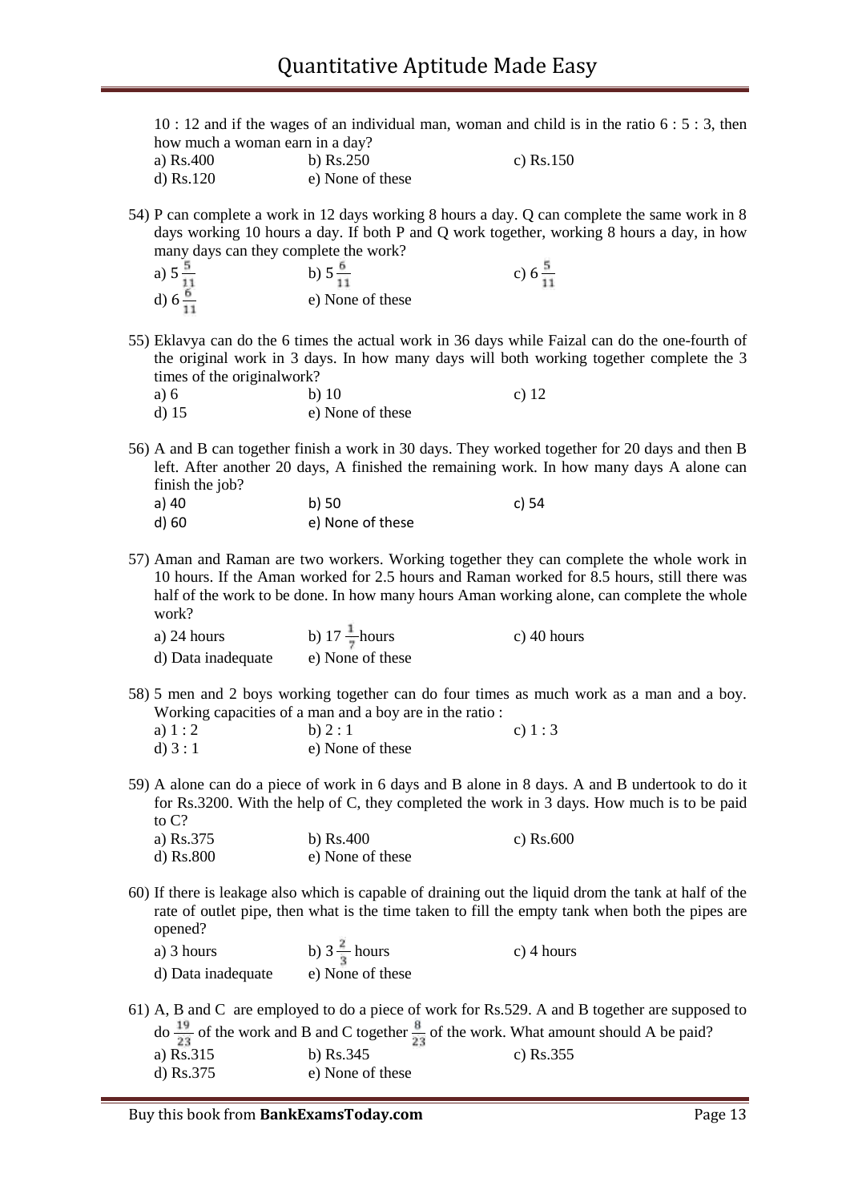10 : 12 and if the wages of an individual man, woman and child is in the ratio 6 : 5 : 3, then how much a woman earn in a day?

a) Rs.400 b) Rs.250 c) Rs.150
d) Rs.120 e) None of these

54) P can complete a work in 12 days working 8 hours a day. Q can complete the same work in 8 days working 10 hours a day. If both P and Q work together, working 8 hours a day, in how many days can they complete the work?

a) $5\frac{5}{11}$ b) $5\frac{6}{11}$ c) $6\frac{5}{11}$
d) $6\frac{6}{11}$ e) None of these

55) Eklavya can do the 6 times the actual work in 36 days while Faizal can do the one-fourth of the original work in 3 days. In how many days will both working together complete the 3 times of the originalwork?

a) 6 b) 10 c) 12
d) 15 e) None of these

56) A and B can together finish a work in 30 days. They worked together for 20 days and then B left. After another 20 days, A finished the remaining work. In how many days A alone can finish the job?

a) 40 b) 50 c) 54
d) 60 e) None of these

57) Aman and Raman are two workers. Working together they can complete the whole work in 10 hours. If the Aman worked for 2.5 hours and Raman worked for 8.5 hours, still there was half of the work to be done. In how many hours Aman working alone, can complete the whole work?

a) 24 hours b) $17\frac{1}{7}$hours c) 40 hours
d) Data inadequate e) None of these

58) 5 men and 2 boys working together can do four times as much work as a man and a boy. Working capacities of a man and a boy are in the ratio :

a) 1 : 2 b) 2 : 1 c) 1 : 3
d) 3 : 1 e) None of these

59) A alone can do a piece of work in 6 days and B alone in 8 days. A and B undertook to do it for Rs.3200. With the help of C, they completed the work in 3 days. How much is to be paid to C?

a) Rs.375 b) Rs.400 c) Rs.600
d) Rs.800 e) None of these

60) If there is leakage also which is capable of draining out the liquid drom the tank at half of the rate of outlet pipe, then what is the time taken to fill the empty tank when both the pipes are opened?

a) 3 hours b) $3\frac{2}{3}$ hours c) 4 hours
d) Data inadequate e) None of these

61) A, B and C are employed to do a piece of work for Rs.529. A and B together are supposed to do $\frac{19}{23}$ of the work and B and C together $\frac{8}{23}$ of the work. What amount should A be paid?

a) Rs.315 b) Rs.345 c) Rs.355
d) Rs.375 e) None of these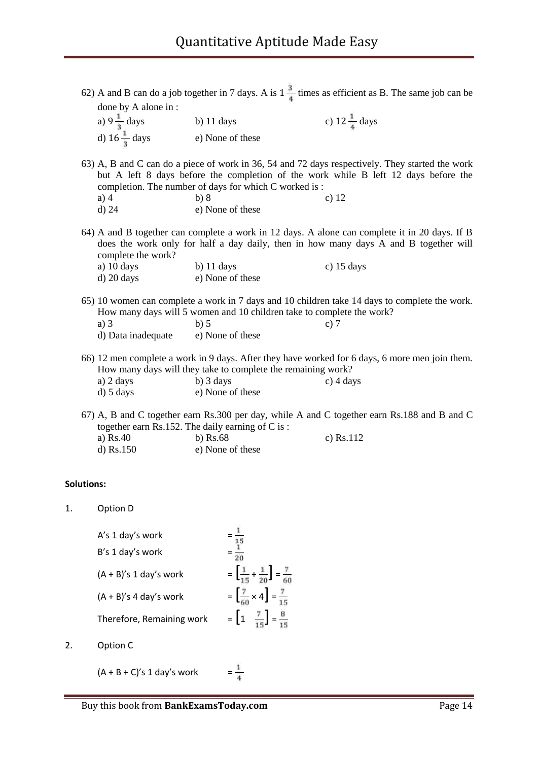62) A and B can do a job together in 7 days. A is $1\frac{3}{4}$ times as efficient as B. The same job can be done by A alone in :

a) $9\frac{1}{3}$ days b) 11 days c) $12\frac{1}{4}$ days
d) $16\frac{1}{3}$ days e) None of these

63) A, B and C can do a piece of work in 36, 54 and 72 days respectively. They started the work but A left 8 days before the completion of the work while B left 12 days before the completion. The number of days for which C worked is :

a) 4 b) 8 c) 12
d) 24 e) None of these

64) A and B together can complete a work in 12 days. A alone can complete it in 20 days. If B does the work only for half a day daily, then in how many days A and B together will complete the work?

a) 10 days b) 11 days c) 15 days
d) 20 days e) None of these

65) 10 women can complete a work in 7 days and 10 children take 14 days to complete the work. How many days will 5 women and 10 children take to complete the work?

a) 3 b) 5 c) 7
d) Data inadequate e) None of these

66) 12 men complete a work in 9 days. After they have worked for 6 days, 6 more men join them. How many days will they take to complete the remaining work?

a) 2 days b) 3 days c) 4 days
d) 5 days e) None of these

67) A, B and C together earn Rs.300 per day, while A and C together earn Rs.188 and B and C together earn Rs.152. The daily earning of C is :

a) Rs.40 b) Rs.68 c) Rs.112
d) Rs.150 e) None of these

**Solutions:**

1. Option D

A's 1 day's work $= \frac{1}{15}$

B's 1 day's work $= \frac{1}{20}$

(A + B)'s 1 day's work $= \left[\frac{1}{15} + \frac{1}{20}\right] = \frac{7}{60}$

(A + B)'s 4 day's work $= \left[\frac{7}{60} \times 4\right] = \frac{7}{15}$

Therefore, Remaining work $= \left[1 \quad \frac{7}{15}\right] = \frac{8}{15}$

2. Option C

(A + B + C)'s 1 day's work $= \frac{1}{4}$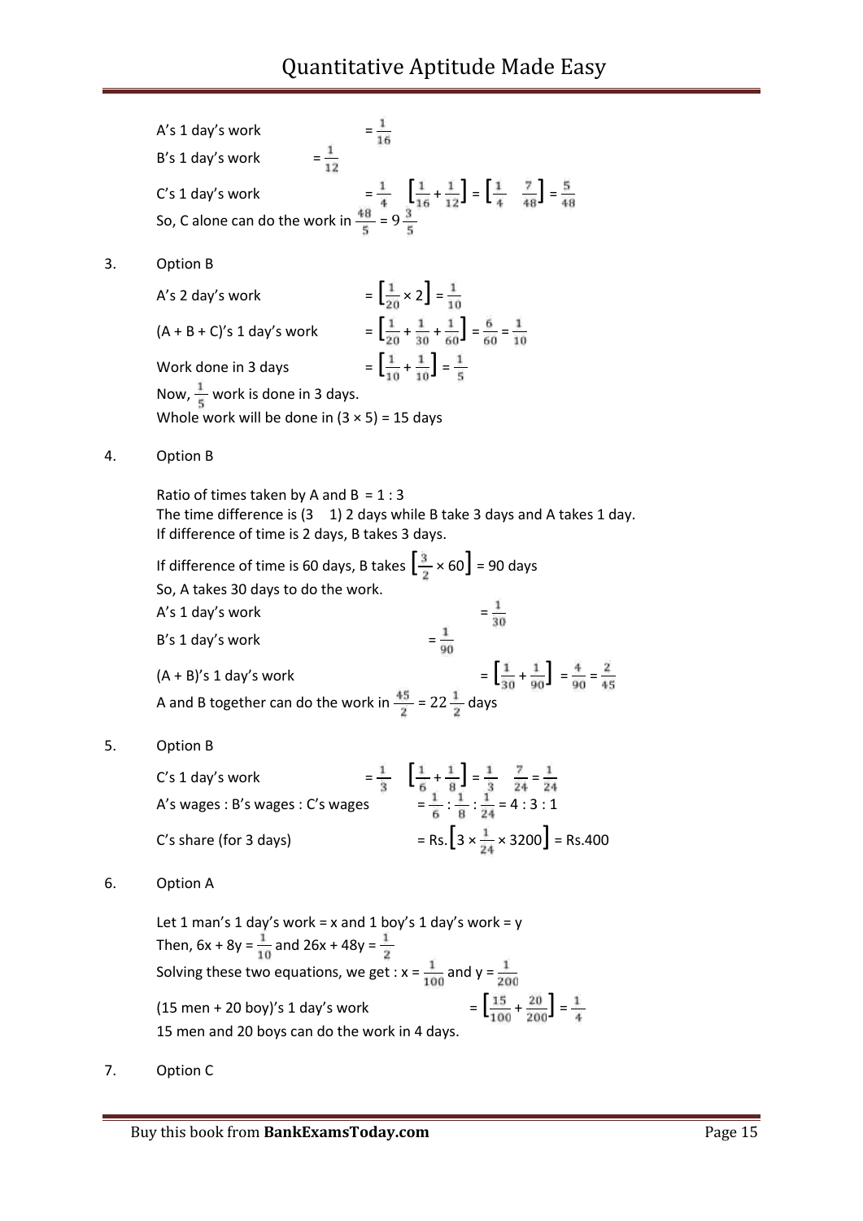A's 1 day's work $= \frac{1}{16}$

B's 1 day's work $= \frac{1}{12}$

C's 1 day's work $= \frac{1}{4} \quad \left[\frac{1}{16} + \frac{1}{12}\right] = \left[\frac{1}{4} \quad \frac{7}{48}\right] = \frac{5}{48}$

So, C alone can do the work in $\frac{48}{5} = 9\frac{3}{5}$

3. Option B

A's 2 day's work $= \left[\frac{1}{20} \times 2\right] = \frac{1}{10}$

(A + B + C)'s 1 day's work $= \left[\frac{1}{20} + \frac{1}{30} + \frac{1}{60}\right] = \frac{6}{60} = \frac{1}{10}$

Work done in 3 days $= \left[\frac{1}{10} + \frac{1}{10}\right] = \frac{1}{5}$

Now, $\frac{1}{5}$ work is done in 3 days.

Whole work will be done in (3 × 5) = 15 days

4. Option B

Ratio of times taken by A and B = 1 : 3

The time difference is (3 1) 2 days while B take 3 days and A takes 1 day.

If difference of time is 2 days, B takes 3 days.

If difference of time is 60 days, B takes $\left[\frac{3}{2} \times 60\right]$ = 90 days

So, A takes 30 days to do the work.

A's 1 day's work $= \frac{1}{30}$

B's 1 day's work $= \frac{1}{90}$

(A + B)'s 1 day's work $= \left[\frac{1}{30} + \frac{1}{90}\right] = \frac{4}{90} = \frac{2}{45}$

A and B together can do the work in $\frac{45}{2} = 22\frac{1}{2}$ days

5. Option B

C's 1 day's work $= \frac{1}{3} \quad \left[\frac{1}{6} + \frac{1}{8}\right] = \frac{1}{3} \quad \frac{7}{24} = \frac{1}{24}$

A's wages : B's wages : C's wages $= \frac{1}{6} : \frac{1}{8} : \frac{1}{24} = 4 : 3 : 1$

C's share (for 3 days) $=$ Rs.$\left[3 \times \frac{1}{24} \times 3200\right]$ = Rs.400

6. Option A

Let 1 man's 1 day's work = x and 1 boy's 1 day's work = y

Then, $6x + 8y = \frac{1}{10}$ and $26x + 48y = \frac{1}{2}$

Solving these two equations, we get : $x = \frac{1}{100}$ and $y = \frac{1}{200}$

(15 men + 20 boy)'s 1 day's work $= \left[\frac{15}{100} + \frac{20}{200}\right] = \frac{1}{4}$

15 men and 20 boys can do the work in 4 days.

7. Option C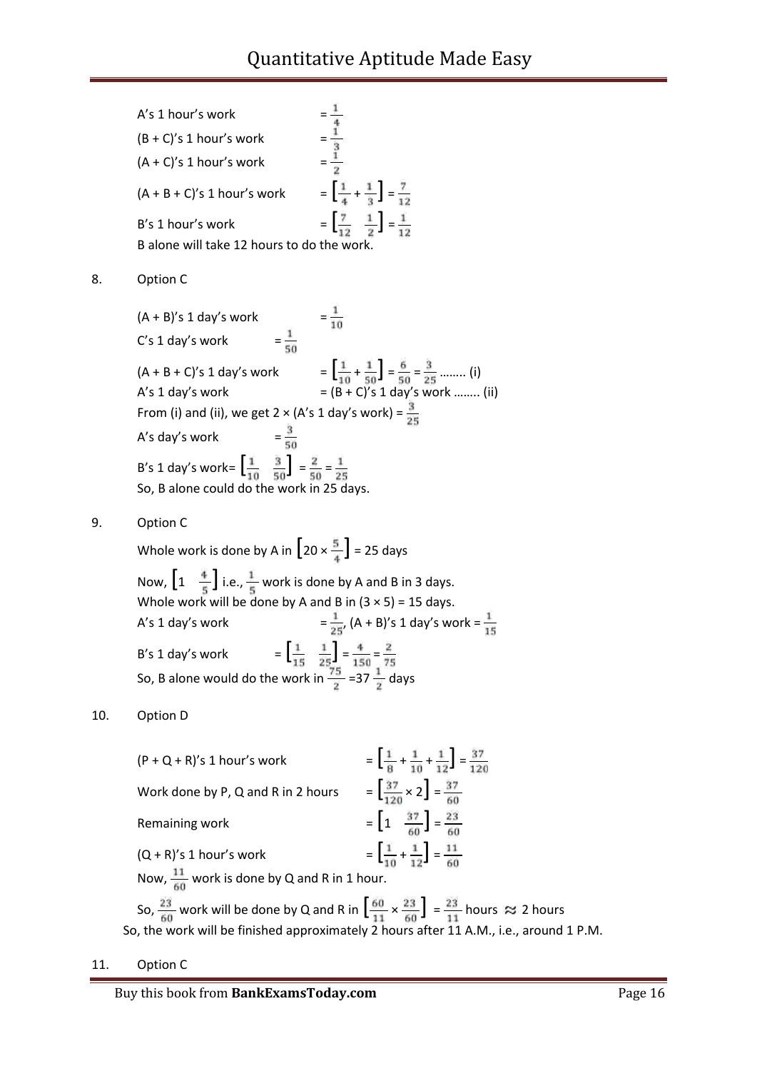A's 1 hour's work $= \frac{1}{4}$

(B + C)'s 1 hour's work $= \frac{1}{3}$

(A + C)'s 1 hour's work $= \frac{1}{2}$

(A + B + C)'s 1 hour's work $= \left[\frac{1}{4} + \frac{1}{3}\right] = \frac{7}{12}$

B's 1 hour's work $= \left[\frac{7}{12} \quad \frac{1}{2}\right] = \frac{1}{12}$

B alone will take 12 hours to do the work.

8. Option C

(A + B)'s 1 day's work $= \frac{1}{10}$

C's 1 day's work $= \frac{1}{50}$

(A + B + C)'s 1 day's work $= \left[\frac{1}{10} + \frac{1}{50}\right] = \frac{6}{50} = \frac{3}{25}$ …….. (i)

A's 1 day's work = (B + C)'s 1 day's work …….. (ii)

From (i) and (ii), we get 2 × (A's 1 day's work) $= \frac{3}{25}$

A's day's work $= \frac{3}{50}$

B's 1 day's work$= \left[\frac{1}{10} \quad \frac{3}{50}\right] = \frac{2}{50} = \frac{1}{25}$

So, B alone could do the work in 25 days.

9. Option C

Whole work is done by A in $\left[20 \times \frac{5}{4}\right]$ = 25 days

Now, $\left[1 \quad \frac{4}{5}\right]$ i.e., $\frac{1}{5}$ work is done by A and B in 3 days.

Whole work will be done by A and B in (3 × 5) = 15 days.

A's 1 day's work $= \frac{1}{25}$, (A + B)'s 1 day's work $= \frac{1}{15}$

B's 1 day's work $= \left[\frac{1}{15} \quad \frac{1}{25}\right] = \frac{4}{150} = \frac{2}{75}$

So, B alone would do the work in $\frac{75}{2} = 37\frac{1}{2}$ days

10. Option D

(P + Q + R)'s 1 hour's work $= \left[\frac{1}{8} + \frac{1}{10} + \frac{1}{12}\right] = \frac{37}{120}$

Work done by P, Q and R in 2 hours $= \left[\frac{37}{120} \times 2\right] = \frac{37}{60}$

Remaining work $= \left[1 \quad \frac{37}{60}\right] = \frac{23}{60}$

(Q + R)'s 1 hour's work $= \left[\frac{1}{10} + \frac{1}{12}\right] = \frac{11}{60}$

Now, $\frac{11}{60}$ work is done by Q and R in 1 hour.

So, $\frac{23}{60}$ work will be done by Q and R in $\left[\frac{60}{11} \times \frac{23}{60}\right] = \frac{23}{11}$ hours $\approx$ 2 hours

So, the work will be finished approximately 2 hours after 11 A.M., i.e., around 1 P.M.

11. Option C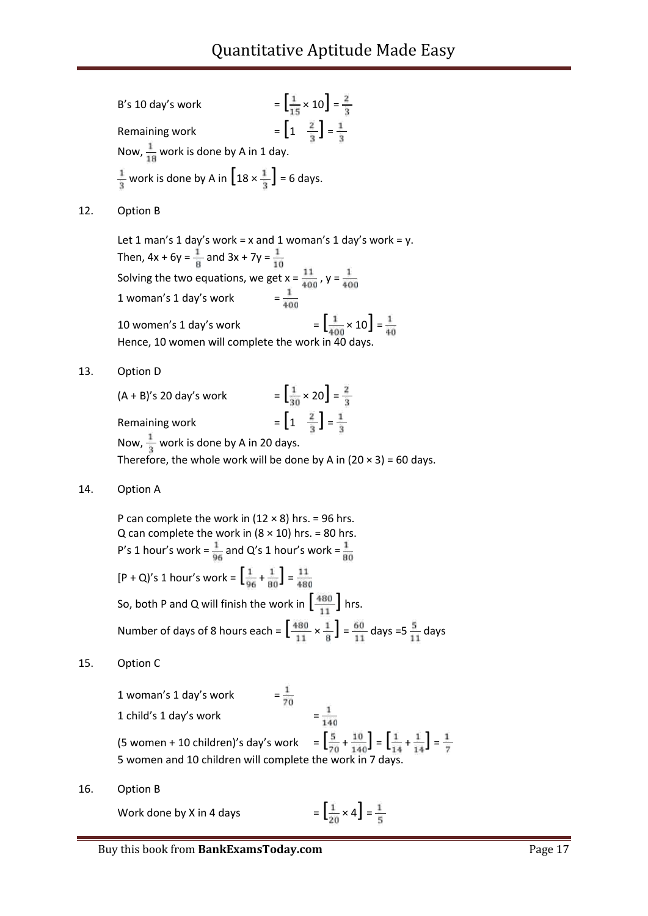B's 10 day's work $= \left[\frac{1}{15} \times 10\right] = \frac{2}{3}$

Remaining work $= \left[1 \quad \frac{2}{3}\right] = \frac{1}{3}$

Now, $\frac{1}{18}$ work is done by A in 1 day.

$\frac{1}{3}$ work is done by A in $\left[18 \times \frac{1}{3}\right]$ = 6 days.

12. Option B

Let 1 man's 1 day's work = x and 1 woman's 1 day's work = y.

Then, $4x + 6y = \frac{1}{8}$ and $3x + 7y = \frac{1}{10}$

Solving the two equations, we get $x = \frac{11}{400}$ , $y = \frac{1}{400}$

1 woman's 1 day's work $= \frac{1}{400}$

10 women's 1 day's work $= \left[\frac{1}{400} \times 10\right] = \frac{1}{40}$

Hence, 10 women will complete the work in 40 days.

13. Option D

(A + B)'s 20 day's work $= \left[\frac{1}{30} \times 20\right] = \frac{2}{3}$

Remaining work $= \left[1 \quad \frac{2}{3}\right] = \frac{1}{3}$

Now, $\frac{1}{3}$ work is done by A in 20 days.

Therefore, the whole work will be done by A in (20 × 3) = 60 days.

14. Option A

P can complete the work in (12 × 8) hrs. = 96 hrs.

Q can complete the work in (8 × 10) hrs. = 80 hrs.

P's 1 hour's work $= \frac{1}{96}$ and Q's 1 hour's work $= \frac{1}{80}$

[P + Q]'s 1 hour's work $= \left[\frac{1}{96} + \frac{1}{80}\right] = \frac{11}{480}$

So, both P and Q will finish the work in $\left[\frac{480}{11}\right]$ hrs.

Number of days of 8 hours each $= \left[\frac{480}{11} \times \frac{1}{8}\right] = \frac{60}{11}$ days $= 5\frac{5}{11}$ days

15. Option C

1 woman's 1 day's work $= \frac{1}{70}$

1 child's 1 day's work $= \frac{1}{140}$

(5 women + 10 children)'s day's work $= \left[\frac{5}{70} + \frac{10}{140}\right] = \left[\frac{1}{14} + \frac{1}{14}\right] = \frac{1}{7}$

5 women and 10 children will complete the work in 7 days.

16. Option B

Work done by X in 4 days $= \left[\frac{1}{20} \times 4\right] = \frac{1}{5}$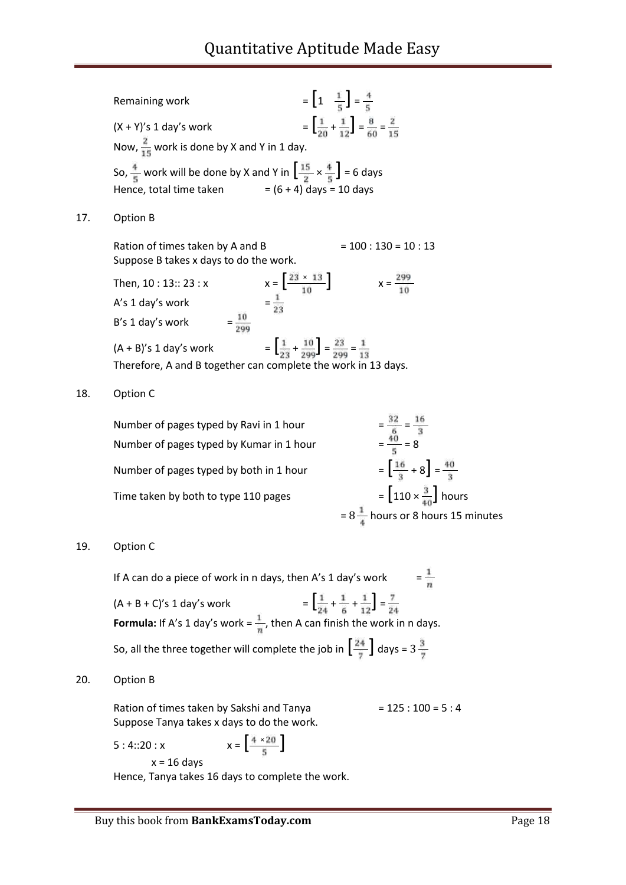Remaining work $= \left[1 \quad \frac{1}{5}\right] = \frac{4}{5}$

(X + Y)'s 1 day's work $= \left[\frac{1}{20} + \frac{1}{12}\right] = \frac{8}{60} = \frac{2}{15}$

Now, $\frac{2}{15}$ work is done by X and Y in 1 day.

So, $\frac{4}{5}$ work will be done by X and Y in $\left[\frac{15}{2} \times \frac{4}{5}\right] = 6$ days

Hence, total time taken = (6 + 4) days = 10 days

17. Option B

Ration of times taken by A and B = 100 : 130 = 10 : 13

Suppose B takes x days to do the work.

Then, 10 : 13:: 23 : x $\quad x = \left[\frac{23 \times 13}{10}\right] \quad x = \frac{299}{10}$

A's 1 day's work $= \frac{1}{23}$

B's 1 day's work $= \frac{10}{299}$

(A + B)'s 1 day's work $= \left[\frac{1}{23} + \frac{10}{299}\right] = \frac{23}{299} = \frac{1}{13}$

Therefore, A and B together can complete the work in 13 days.

18. Option C

Number of pages typed by Ravi in 1 hour $= \frac{32}{6} = \frac{16}{3}$

Number of pages typed by Kumar in 1 hour $= \frac{40}{5} = 8$

Number of pages typed by both in 1 hour $= \left[\frac{16}{3} + 8\right] = \frac{40}{3}$

Time taken by both to type 110 pages $= \left[110 \times \frac{3}{40}\right]$ hours

$= 8\frac{1}{4}$ hours or 8 hours 15 minutes

19. Option C

If A can do a piece of work in n days, then A's 1 day's work $= \frac{1}{n}$

(A + B + C)'s 1 day's work $= \left[\frac{1}{24} + \frac{1}{6} + \frac{1}{12}\right] = \frac{7}{24}$

**Formula:** If A's 1 day's work = $\frac{1}{n}$, then A can finish the work in n days.

So, all the three together will complete the job in $\left[\frac{24}{7}\right]$ days = $3\frac{3}{7}$

20. Option B

Ration of times taken by Sakshi and Tanya = 125 : 100 = 5 : 4

Suppose Tanya takes x days to do the work.

5 : 4::20 : x $\quad x = \left[\frac{4 \times 20}{5}\right]$

x = 16 days

Hence, Tanya takes 16 days to complete the work.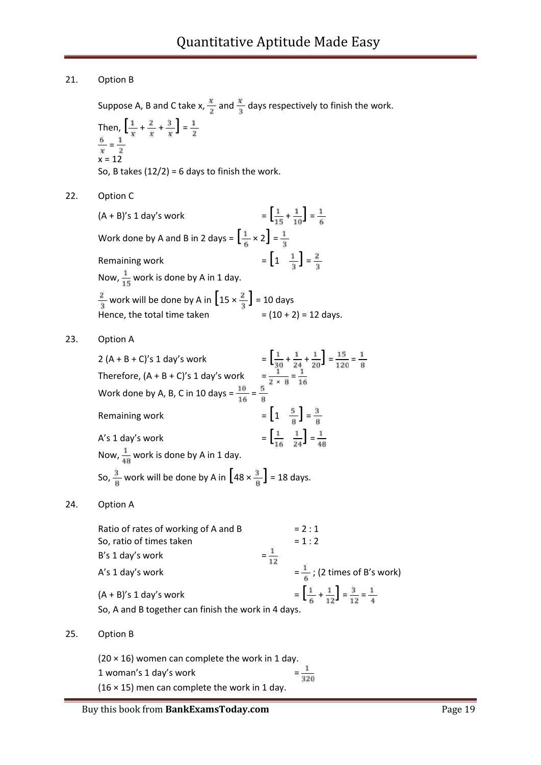21. Option B

Suppose A, B and C take x, $\frac{x}{2}$ and $\frac{x}{3}$ days respectively to finish the work.

Then, $\left[\frac{1}{x} + \frac{2}{x} + \frac{3}{x}\right] = \frac{1}{2}$

$\frac{6}{x} = \frac{1}{2}$

x = 12

So, B takes (12/2) = 6 days to finish the work.

22. Option C

(A + B)'s 1 day's work $= \left[\frac{1}{15} + \frac{1}{10}\right] = \frac{1}{6}$

Work done by A and B in 2 days $= \left[\frac{1}{6} \times 2\right] = \frac{1}{3}$

Remaining work $= \left[1 \quad \frac{1}{3}\right] = \frac{2}{3}$

Now, $\frac{1}{15}$ work is done by A in 1 day.

$\frac{2}{3}$ work will be done by A in $\left[15 \times \frac{2}{3}\right]$ = 10 days

Hence, the total time taken = (10 + 2) = 12 days.

23. Option A

2 (A + B + C)'s 1 day's work $= \left[\frac{1}{30} + \frac{1}{24} + \frac{1}{20}\right] = \frac{15}{120} = \frac{1}{8}$

Therefore, (A + B + C)'s 1 day's work $= \frac{1}{2 \times 8} = \frac{1}{16}$

Work done by A, B, C in 10 days $= \frac{10}{16} = \frac{5}{8}$

Remaining work $= \left[1 \quad \frac{5}{8}\right] = \frac{3}{8}$

A's 1 day's work $= \left[\frac{1}{16} \quad \frac{1}{24}\right] = \frac{1}{48}$

Now, $\frac{1}{48}$ work is done by A in 1 day.

So, $\frac{3}{8}$ work will be done by A in $\left[48 \times \frac{3}{8}\right]$ = 18 days.

24. Option A

Ratio of rates of working of A and B = 2 : 1

So, ratio of times taken = 1 : 2

B's 1 day's work $= \frac{1}{12}$

A's 1 day's work $= \frac{1}{6}$; (2 times of B's work)

(A + B)'s 1 day's work $= \left[\frac{1}{6} + \frac{1}{12}\right] = \frac{3}{12} = \frac{1}{4}$

So, A and B together can finish the work in 4 days.

25. Option B

(20 × 16) women can complete the work in 1 day.

1 woman's 1 day's work $= \frac{1}{320}$

(16 × 15) men can complete the work in 1 day.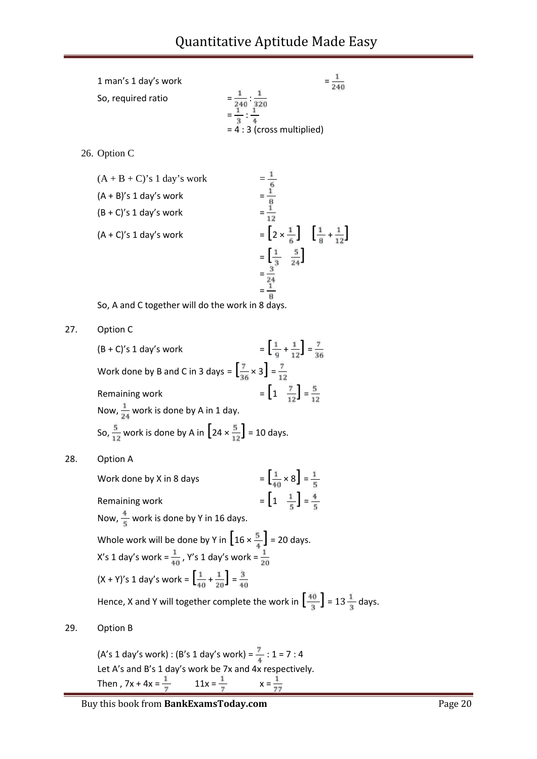1 man's 1 day's work $= \frac{1}{240}$

So, required ratio $= \frac{1}{240} : \frac{1}{320}$

$= \frac{1}{3} : \frac{1}{4}$

= 4 : 3 (cross multiplied)

26. Option C

(A + B + C)'s 1 day's work $= \frac{1}{6}$

(A + B)'s 1 day's work $= \frac{1}{8}$

(B + C)'s 1 day's work $= \frac{1}{12}$

(A + C)'s 1 day's work $= \left[2 \times \frac{1}{6}\right] \quad \left[\frac{1}{8} + \frac{1}{12}\right]$

$= \left[\frac{1}{3} \quad \frac{5}{24}\right]$

$= \frac{3}{24}$

$= \frac{1}{8}$

So, A and C together will do the work in 8 days.

27. Option C

(B + C)'s 1 day's work $= \left[\frac{1}{9} + \frac{1}{12}\right] = \frac{7}{36}$

Work done by B and C in 3 days $= \left[\frac{7}{36} \times 3\right] = \frac{7}{12}$

Remaining work $= \left[1 \quad \frac{7}{12}\right] = \frac{5}{12}$

Now, $\frac{1}{24}$ work is done by A in 1 day.

So, $\frac{5}{12}$ work is done by A in $\left[24 \times \frac{5}{12}\right]$ = 10 days.

28. Option A

Work done by X in 8 days $= \left[\frac{1}{40} \times 8\right] = \frac{1}{5}$

Remaining work $= \left[1 \quad \frac{1}{5}\right] = \frac{4}{5}$

Now, $\frac{4}{5}$ work is done by Y in 16 days.

Whole work will be done by Y in $\left[16 \times \frac{5}{4}\right]$ = 20 days.

X's 1 day's work $= \frac{1}{40}$, Y's 1 day's work $= \frac{1}{20}$

(X + Y)'s 1 day's work $= \left[\frac{1}{40} + \frac{1}{20}\right] = \frac{3}{40}$

Hence, X and Y will together complete the work in $\left[\frac{40}{3}\right] = 13\frac{1}{3}$ days.

29. Option B

(A's 1 day's work) : (B's 1 day's work) $= \frac{7}{4} : 1 = 7 : 4$

Let A's and B's 1 day's work be 7x and 4x respectively.

Then , $7x + 4x = \frac{1}{7}$ $\quad 11x = \frac{1}{7}$ $\quad x = \frac{1}{77}$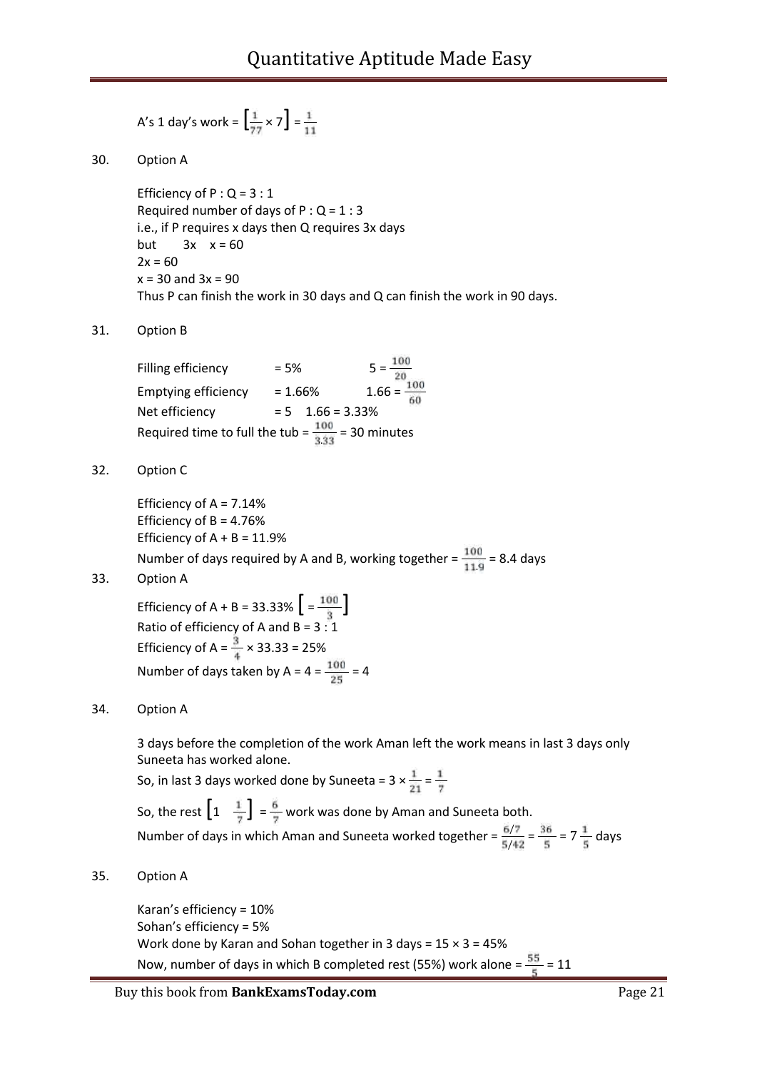A's 1 day's work = $\left[\frac{1}{77} \times 7\right] = \frac{1}{11}$

30. Option A

Efficiency of P : Q = 3 : 1
Required number of days of P : Q = 1 : 3
i.e., if P requires x days then Q requires 3x days
but 3x  x = 60
2x = 60
x = 30 and 3x = 90
Thus P can finish the work in 30 days and Q can finish the work in 90 days.

31. Option B

Filling efficiency = 5% $\quad 5 = \frac{100}{20}$
Emptying efficiency = 1.66% $\quad 1.66 = \frac{100}{60}$
Net efficiency = 5  1.66 = 3.33%
Required time to full the tub = $\frac{100}{3.33}$ = 30 minutes

32. Option C

Efficiency of A = 7.14%
Efficiency of B = 4.76%
Efficiency of A + B = 11.9%
Number of days required by A and B, working together = $\frac{100}{11.9}$ = 8.4 days

33. Option A

Efficiency of A + B = 33.33% $\left[= \frac{100}{3}\right]$
Ratio of efficiency of A and B = 3 : 1
Efficiency of A = $\frac{3}{4} \times 33.33$ = 25%
Number of days taken by A = 4 = $\frac{100}{25}$ = 4

34. Option A

3 days before the completion of the work Aman left the work means in last 3 days only Suneeta has worked alone.
So, in last 3 days worked done by Suneeta = $3 \times \frac{1}{21} = \frac{1}{7}$
So, the rest $\left[1 \quad \frac{1}{7}\right] = \frac{6}{7}$ work was done by Aman and Suneeta both.
Number of days in which Aman and Suneeta worked together = $\frac{6/7}{5/42} = \frac{36}{5} = 7\frac{1}{5}$ days

35. Option A

Karan's efficiency = 10%
Sohan's efficiency = 5%
Work done by Karan and Sohan together in 3 days = 15 × 3 = 45%
Now, number of days in which B completed rest (55%) work alone = $\frac{55}{5}$ = 11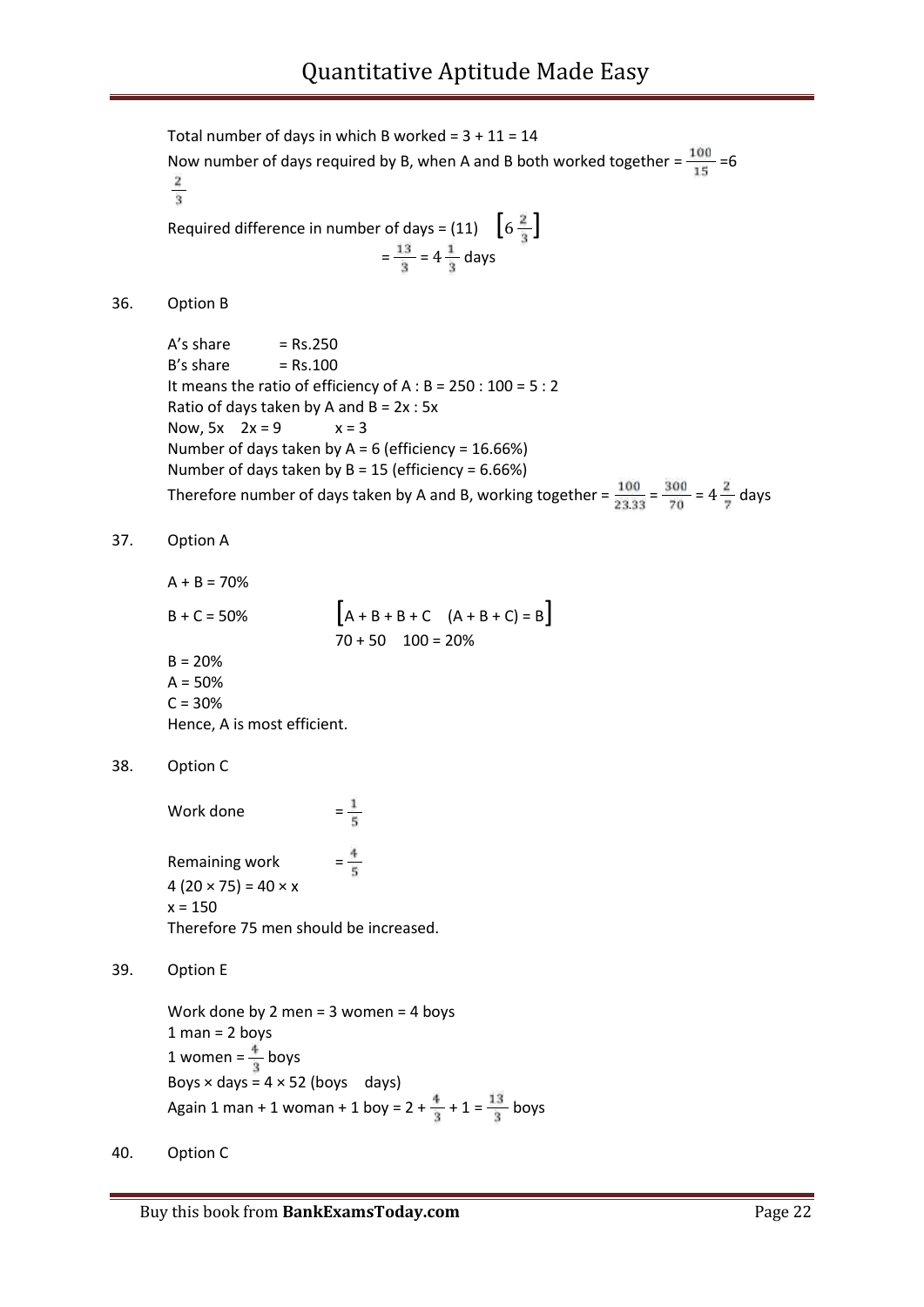Total number of days in which B worked = 3 + 11 = 14

Now number of days required by B, when A and B both worked together = $\frac{100}{15}$ =6 $\frac{2}{3}$

Required difference in number of days = (11) $\left[6\frac{2}{3}\right]$

= $\frac{13}{3}$ = 4 $\frac{1}{3}$ days

36. Option B

A's share = Rs.250
B's share = Rs.100
It means the ratio of efficiency of A : B = 250 : 100 = 5 : 2
Ratio of days taken by A and B = 2x : 5x
Now, 5x 2x = 9 x = 3
Number of days taken by A = 6 (efficiency = 16.66%)
Number of days taken by B = 15 (efficiency = 6.66%)
Therefore number of days taken by A and B, working together = $\frac{100}{23.33}$ = $\frac{300}{70}$ = 4 $\frac{2}{7}$ days

37. Option A

A + B = 70%

B + C = 50% $\left[A + B + B + C \quad (A + B + C) = B\right]$

70 + 50 100 = 20%

B = 20%
A = 50%
C = 30%
Hence, A is most efficient.

38. Option C

Work done = $\frac{1}{5}$

Remaining work = $\frac{4}{5}$

4 (20 × 75) = 40 × x
x = 150
Therefore 75 men should be increased.

39. Option E

Work done by 2 men = 3 women = 4 boys
1 man = 2 boys
1 women = $\frac{4}{3}$ boys
Boys × days = 4 × 52 (boys days)
Again 1 man + 1 woman + 1 boy = 2 + $\frac{4}{3}$ + 1 = $\frac{13}{3}$ boys

40. Option C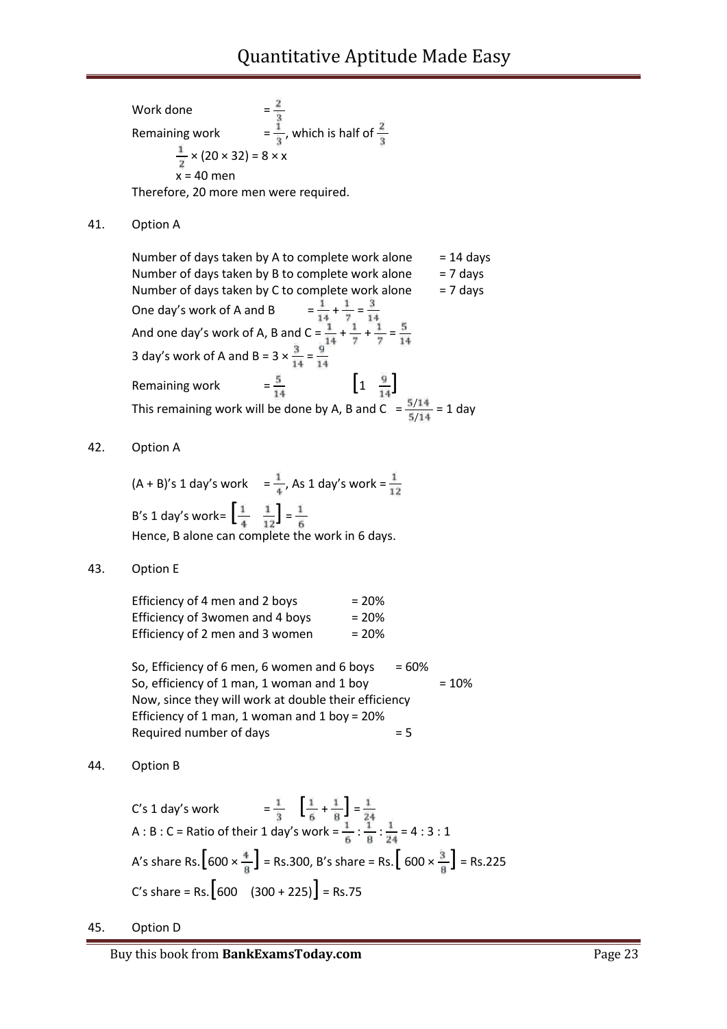Work done $= \frac{2}{3}$

Remaining work $= \frac{1}{3}$, which is half of $\frac{2}{3}$

$\frac{1}{2} \times (20 \times 32) = 8 \times x$

x = 40 men

Therefore, 20 more men were required.

41. Option A

Number of days taken by A to complete work alone = 14 days
Number of days taken by B to complete work alone = 7 days
Number of days taken by C to complete work alone = 7 days

One day's work of A and B $= \frac{1}{14} + \frac{1}{7} = \frac{3}{14}$

And one day's work of A, B and C $= \frac{1}{14} + \frac{1}{7} + \frac{1}{7} = \frac{5}{14}$

3 day's work of A and B $= 3 \times \frac{3}{14} = \frac{9}{14}$

Remaining work $= \frac{5}{14}$ $\left[1 \quad \frac{9}{14}\right]$

This remaining work will be done by A, B and C $= \frac{5/14}{5/14} = 1$ day

42. Option A

(A + B)'s 1 day's work $= \frac{1}{4}$, As 1 day's work $= \frac{1}{12}$

B's 1 day's work= $\left[\frac{1}{4} \quad \frac{1}{12}\right] = \frac{1}{6}$

Hence, B alone can complete the work in 6 days.

43. Option E

Efficiency of 4 men and 2 boys = 20%
Efficiency of 3women and 4 boys = 20%
Efficiency of 2 men and 3 women = 20%

So, Efficiency of 6 men, 6 women and 6 boys = 60%
So, efficiency of 1 man, 1 woman and 1 boy = 10%
Now, since they will work at double their efficiency
Efficiency of 1 man, 1 woman and 1 boy = 20%
Required number of days = 5

44. Option B

C's 1 day's work $= \frac{1}{3}$ $\left[\frac{1}{6} + \frac{1}{8}\right] = \frac{1}{24}$

A : B : C = Ratio of their 1 day's work $= \frac{1}{6} : \frac{1}{8} : \frac{1}{24} = 4 : 3 : 1$

A's share Rs.$\left[600 \times \frac{4}{8}\right]$ = Rs.300, B's share = Rs.$\left[600 \times \frac{3}{8}\right]$ = Rs.225

C's share = Rs.$\left[600 \quad (300 + 225)\right]$ = Rs.75

45. Option D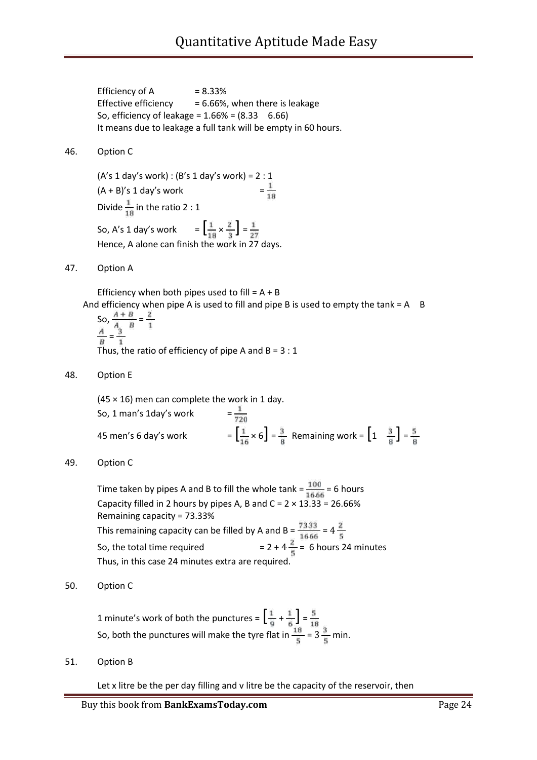Efficiency of A = 8.33%

Effective efficiency = 6.66%, when there is leakage

So, efficiency of leakage = 1.66% = (8.33  6.66)

It means due to leakage a full tank will be empty in 60 hours.

46. Option C

(A's 1 day's work) : (B's 1 day's work) = 2 : 1

(A + B)'s 1 day's work = $\frac{1}{18}$

Divide $\frac{1}{18}$ in the ratio 2 : 1

So, A's 1 day's work = $\left[\frac{1}{18} \times \frac{2}{3}\right] = \frac{1}{27}$

Hence, A alone can finish the work in 27 days.

47. Option A

Efficiency when both pipes used to fill = A + B

And efficiency when pipe A is used to fill and pipe B is used to empty the tank = A  B

So, $\frac{A + B}{A \quad B} = \frac{2}{1}$

$\frac{A}{B} = \frac{3}{1}$

Thus, the ratio of efficiency of pipe A and B = 3 : 1

48. Option E

(45 × 16) men can complete the work in 1 day.

So, 1 man's 1day's work = $\frac{1}{720}$

45 men's 6 day's work = $\left[\frac{1}{16} \times 6\right] = \frac{3}{8}$ Remaining work = $\left[1 \quad \frac{3}{8}\right] = \frac{5}{8}$

49. Option C

Time taken by pipes A and B to fill the whole tank = $\frac{100}{16.66}$ = 6 hours

Capacity filled in 2 hours by pipes A, B and C = 2 × 13.33 = 26.66%

Remaining capacity = 73.33%

This remaining capacity can be filled by A and B = $\frac{73.33}{16.66} = 4\frac{2}{5}$

So, the total time required = $2 + 4\frac{2}{5}$ = 6 hours 24 minutes

Thus, in this case 24 minutes extra are required.

50. Option C

1 minute's work of both the punctures = $\left[\frac{1}{9} + \frac{1}{6}\right] = \frac{5}{18}$

So, both the punctures will make the tyre flat in $\frac{18}{5} = 3\frac{3}{5}$ min.

51. Option B

Let x litre be the per day filling and v litre be the capacity of the reservoir, then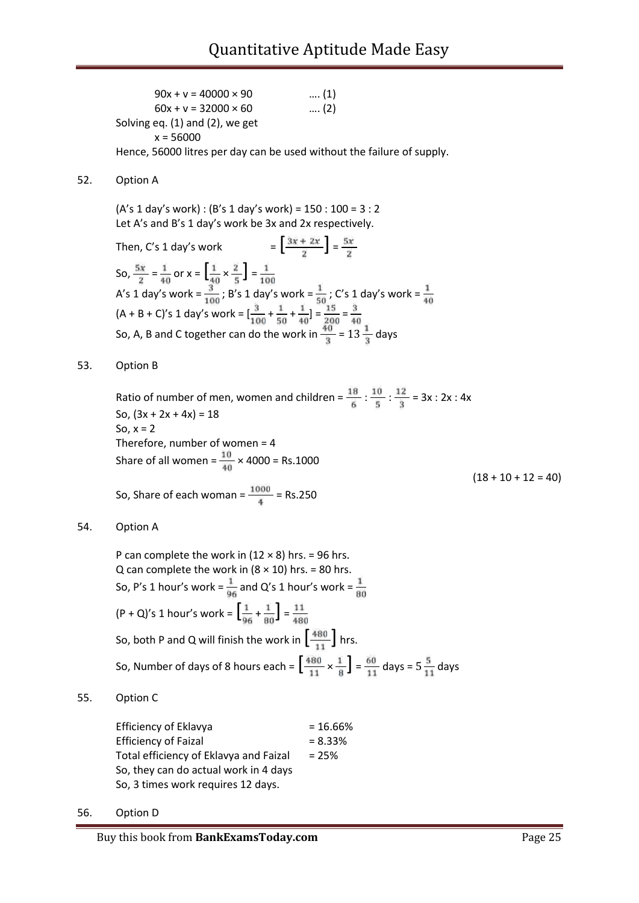$90x + v = 40000 \times 90$ .... (1)

$60x + v = 32000 \times 60$ .... (2)

Solving eq. (1) and (2), we get

$x = 56000$

Hence, 56000 litres per day can be used without the failure of supply.

52. Option A

(A's 1 day's work) : (B's 1 day's work) = 150 : 100 = 3 : 2

Let A's and B's 1 day's work be 3x and 2x respectively.

Then, C's 1 day's work $= \left[\frac{3x + 2x}{2}\right] = \frac{5x}{2}$

So, $\frac{5x}{2} = \frac{1}{40}$ or $x = \left[\frac{1}{40} \times \frac{2}{5}\right] = \frac{1}{100}$

A's 1 day's work $= \frac{3}{100}$ ; B's 1 day's work $= \frac{1}{50}$ ; C's 1 day's work $= \frac{1}{40}$

(A + B + C)'s 1 day's work $= [\frac{3}{100} + \frac{1}{50} + \frac{1}{40}] = \frac{15}{200} = \frac{3}{40}$

So, A, B and C together can do the work in $\frac{40}{3} = 13\frac{1}{3}$ days

53. Option B

Ratio of number of men, women and children $= \frac{18}{6} : \frac{10}{5} : \frac{12}{3} = 3x : 2x : 4x$

So, $(3x + 2x + 4x) = 18$

So, $x = 2$

Therefore, number of women = 4

Share of all women $= \frac{10}{40} \times 4000 =$ Rs.1000

(18 + 10 + 12 = 40)

So, Share of each woman $= \frac{1000}{4} =$ Rs.250

54. Option A

P can complete the work in (12 × 8) hrs. = 96 hrs.

Q can complete the work in (8 × 10) hrs. = 80 hrs.

So, P's 1 hour's work $= \frac{1}{96}$ and Q's 1 hour's work $= \frac{1}{80}$

(P + Q)'s 1 hour's work $= \left[\frac{1}{96} + \frac{1}{80}\right] = \frac{11}{480}$

So, both P and Q will finish the work in $\left[\frac{480}{11}\right]$ hrs.

So, Number of days of 8 hours each $= \left[\frac{480}{11} \times \frac{1}{8}\right] = \frac{60}{11}$ days $= 5\frac{5}{11}$ days

55. Option C

Efficiency of Eklavya = 16.66%

Efficiency of Faizal = 8.33%

Total efficiency of Eklavya and Faizal = 25%

So, they can do actual work in 4 days

So, 3 times work requires 12 days.

56. Option D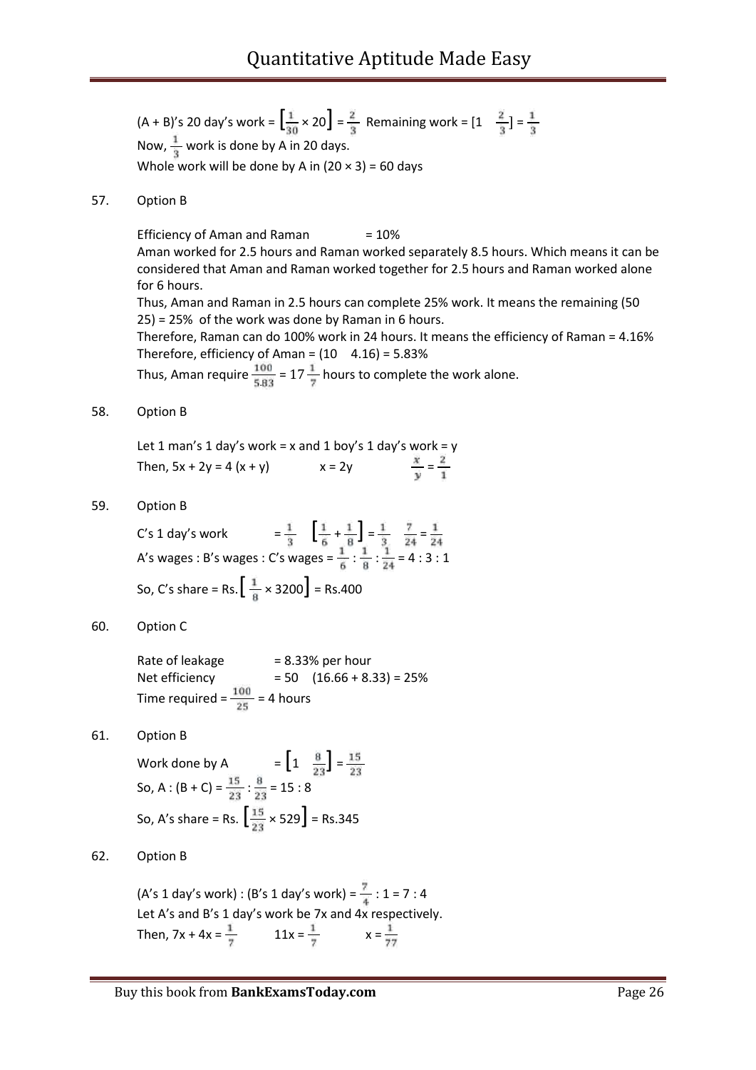(A + B)'s 20 day's work = $\left[\frac{1}{30} \times 20\right] = \frac{2}{3}$ Remaining work = $\left[1 \quad \frac{2}{3}\right] = \frac{1}{3}$

Now, $\frac{1}{3}$ work is done by A in 20 days.

Whole work will be done by A in (20 × 3) = 60 days

57. Option B

Efficiency of Aman and Raman = 10%

Aman worked for 2.5 hours and Raman worked separately 8.5 hours. Which means it can be considered that Aman and Raman worked together for 2.5 hours and Raman worked alone for 6 hours.

Thus, Aman and Raman in 2.5 hours can complete 25% work. It means the remaining (50 25) = 25% of the work was done by Raman in 6 hours.

Therefore, Raman can do 100% work in 24 hours. It means the efficiency of Raman = 4.16%

Therefore, efficiency of Aman = (10 4.16) = 5.83%

Thus, Aman require $\frac{100}{5.83} = 17\frac{1}{7}$ hours to complete the work alone.

58. Option B

Let 1 man's 1 day's work = x and 1 boy's 1 day's work = y

Then, $5x + 2y = 4(x + y)$ $\quad x = 2y \quad$ $\frac{x}{y} = \frac{2}{1}$

59. Option B

C's 1 day's work $= \frac{1}{3} \quad \left[\frac{1}{6} + \frac{1}{8}\right] = \frac{1}{3} \quad \frac{7}{24} = \frac{1}{24}$

A's wages : B's wages : C's wages = $\frac{1}{6} : \frac{1}{8} : \frac{1}{24}$ = 4 : 3 : 1

So, C's share = Rs.$\left[\frac{1}{8} \times 3200\right]$ = Rs.400

60. Option C

Rate of leakage = 8.33% per hour

Net efficiency = 50 (16.66 + 8.33) = 25%

Time required = $\frac{100}{25}$ = 4 hours

61. Option B

Work done by A $= \left[1 \quad \frac{8}{23}\right] = \frac{15}{23}$

So, A : (B + C) = $\frac{15}{23} : \frac{8}{23}$ = 15 : 8

So, A's share = Rs. $\left[\frac{15}{23} \times 529\right]$ = Rs.345

62. Option B

(A's 1 day's work) : (B's 1 day's work) = $\frac{7}{4}$ : 1 = 7 : 4

Let A's and B's 1 day's work be 7x and 4x respectively.

Then, $7x + 4x = \frac{1}{7}$ $\quad 11x = \frac{1}{7}$ $\quad x = \frac{1}{77}$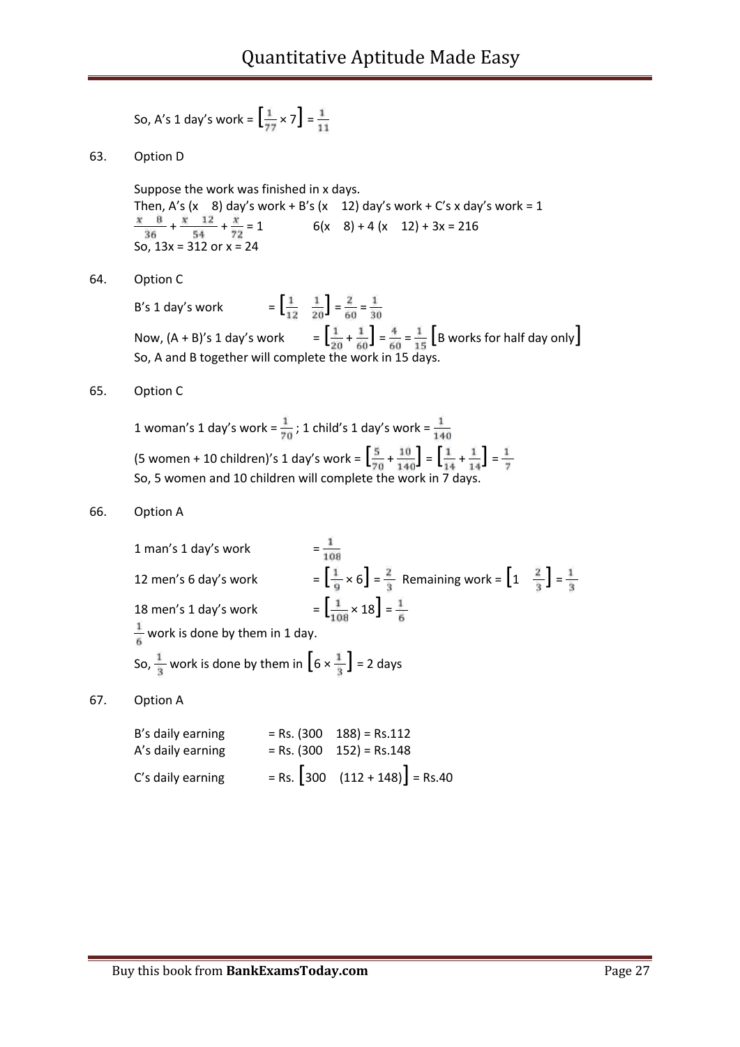So, A's 1 day's work = $\left[\frac{1}{77} \times 7\right] = \frac{1}{11}$

63. Option D

Suppose the work was finished in x days.
Then, A's (x  8) day's work + B's (x  12) day's work + C's x day's work = 1
$\frac{x \quad 8}{36} + \frac{x \quad 12}{54} + \frac{x}{72} = 1$   6(x  8) + 4 (x  12) + 3x = 216
So, 13x = 312 or x = 24

64. Option C

B's 1 day's work = $\left[\frac{1}{12} \quad \frac{1}{20}\right] = \frac{2}{60} = \frac{1}{30}$

Now, (A + B)'s 1 day's work = $\left[\frac{1}{20} + \frac{1}{60}\right] = \frac{4}{60} = \frac{1}{15}$ [B works for half day only]
So, A and B together will complete the work in 15 days.

65. Option C

1 woman's 1 day's work = $\frac{1}{70}$ ; 1 child's 1 day's work = $\frac{1}{140}$

(5 women + 10 children)'s 1 day's work = $\left[\frac{5}{70} + \frac{10}{140}\right] = \left[\frac{1}{14} + \frac{1}{14}\right] = \frac{1}{7}$
So, 5 women and 10 children will complete the work in 7 days.

66. Option A

1 man's 1 day's work = $\frac{1}{108}$

12 men's 6 day's work = $\left[\frac{1}{9} \times 6\right] = \frac{2}{3}$ Remaining work = $\left[1 \quad \frac{2}{3}\right] = \frac{1}{3}$

18 men's 1 day's work = $\left[\frac{1}{108} \times 18\right] = \frac{1}{6}$

$\frac{1}{6}$ work is done by them in 1 day.

So, $\frac{1}{3}$ work is done by them in $\left[6 \times \frac{1}{3}\right]$ = 2 days

67. Option A

B's daily earning = Rs. (300  188) = Rs.112
A's daily earning = Rs. (300  152) = Rs.148

C's daily earning = Rs. [300  (112 + 148)] = Rs.40